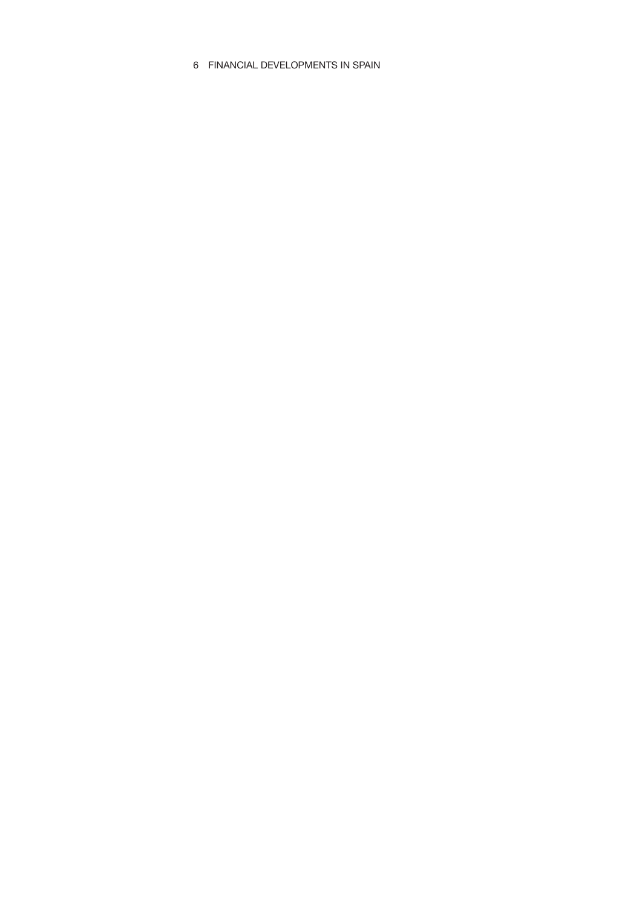# 6 FINANCIAL DEVELOPMENTS IN SPAIN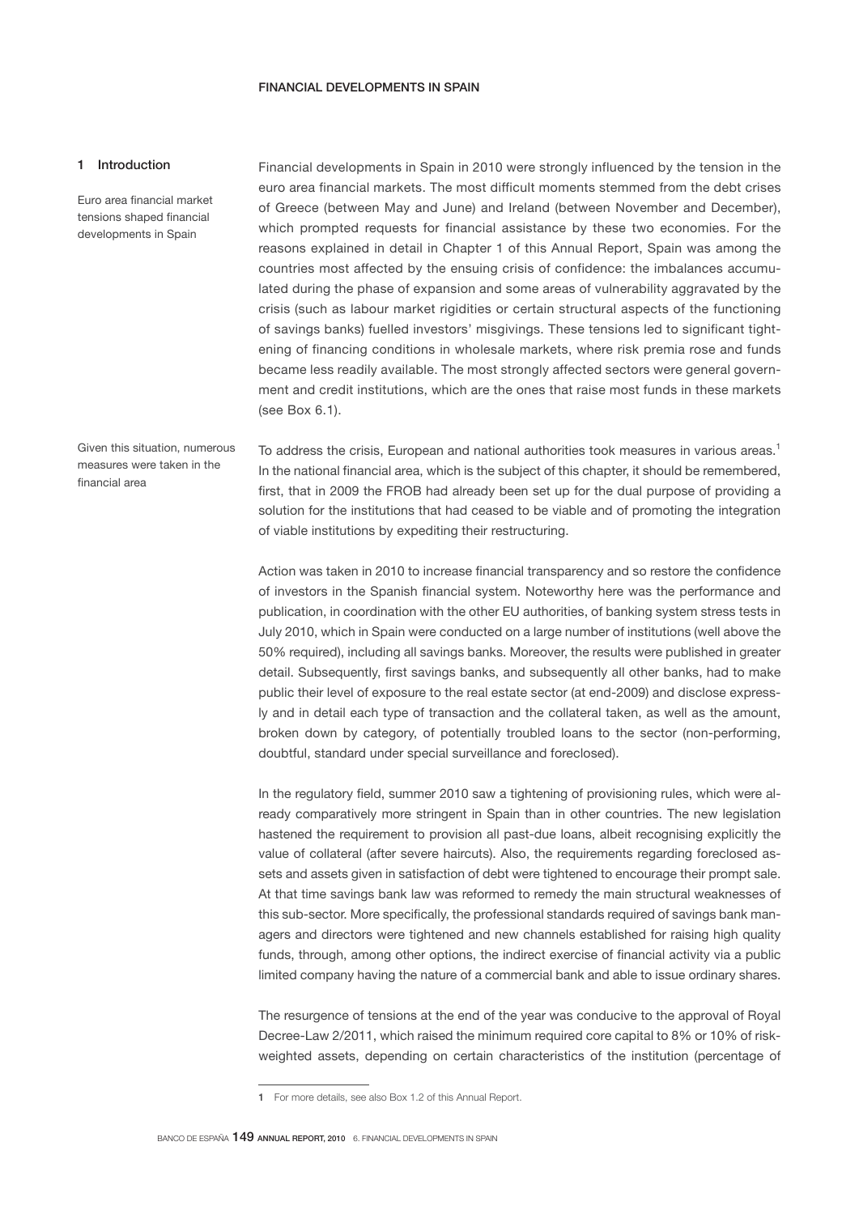# FINANCIAL DEVELOPMENTS IN SPAIN

## 1 Introduction

**Euro area financial market tensions shaped financial developments in Spain**

Financial developments in Spain in 2010 were strongly influenced by the tension in the euro area financial markets. The most difficult moments stemmed from the debt crises of Greece (between May and June) and Ireland (between November and December), which prompted requests for financial assistance by these two economies. For the reasons explained in detail in Chapter 1 of this Annual Report, Spain was among the countries most affected by the ensuing crisis of confidence: the imbalances accumulated during the phase of expansion and some areas of vulnerability aggravated by the crisis (such as labour market rigidities or certain structural aspects of the functioning of savings banks) fuelled investors' misgivings. These tensions led to significant tightening of financing conditions in wholesale markets, where risk premia rose and funds became less readily available. The most strongly affected sectors were general government and credit institutions, which are the ones that raise most funds in these markets (see Box 6.1).

**Given this situation, numerous measures were taken in the financial area**

To address the crisis, European and national authorities took measures in various areas.[1] In the national financial area, which is the subject of this chapter, it should be remembered, first, that in 2009 the FROB had already been set up for the dual purpose of providing a solution for the institutions that had ceased to be viable and of promoting the integration of viable institutions by expediting their restructuring.

Action was taken in 2010 to increase financial transparency and so restore the confidence of investors in the Spanish financial system. Noteworthy here was the performance and publication, in coordination with the other EU authorities, of banking system stress tests in July 2010, which in Spain were conducted on a large number of institutions (well above the 50% required), including all savings banks. Moreover, the results were published in greater detail. Subsequently, first savings banks, and subsequently all other banks, had to make public their level of exposure to the real estate sector (at end-2009) and disclose expressly and in detail each type of transaction and the collateral taken, as well as the amount, broken down by category, of potentially troubled loans to the sector (non-performing, doubtful, standard under special surveillance and foreclosed).

In the regulatory field, summer 2010 saw a tightening of provisioning rules, which were already comparatively more stringent in Spain than in other countries. The new legislation hastened the requirement to provision all past-due loans, albeit recognising explicitly the value of collateral (after severe haircuts). Also, the requirements regarding foreclosed assets and assets given in satisfaction of debt were tightened to encourage their prompt sale. At that time savings bank law was reformed to remedy the main structural weaknesses of this sub-sector. More specifically, the professional standards required of savings bank managers and directors were tightened and new channels established for raising high quality funds, through, among other options, the indirect exercise of financial activity via a public limited company having the nature of a commercial bank and able to issue ordinary shares.

The resurgence of tensions at the end of the year was conducive to the approval of Royal Decree-Law 2/2011, which raised the minimum required core capital to 8% or 10% of risk-weighted assets, depending on certain characteristics of the institution (percentage of

---

1 For more details, see also Box 1.2 of this Annual Report.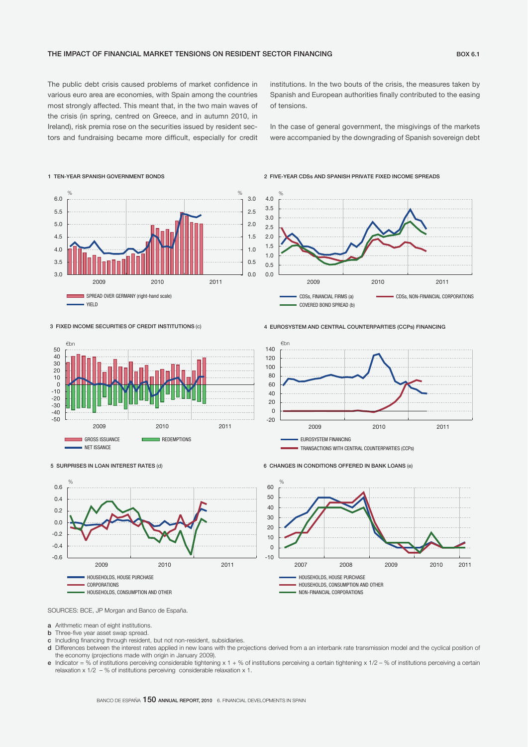## THE IMPACT OF FINANCIAL MARKET TENSIONS ON RESIDENT SECTOR FINANCING

**BOX 6.1**

The public debt crisis caused problems of market confidence in various euro area are economies, with Spain among the countries most strongly affected. This meant that, in the two main waves of the crisis (in spring, centred on Greece, and in autumn 2010, in Ireland), risk premia rose on the securities issued by resident sectors and fundraising became more difficult, especially for credit institutions. In the two bouts of the crisis, the measures taken by Spanish and European authorities finally contributed to the easing of tensions.

In the case of general government, the misgivings of the markets were accompanied by the downgrading of Spanish sovereign debt

**1 TEN-YEAR SPANISH GOVERNMENT BONDS**

%

6.0
5.5
5.0
4.5
4.0
3.5
3.0

%

3.0
2.5
2.0
1.5
1.0
0.5
0.0

2009 2010 2011

SPREAD OVER GERMANY (right-hand scale)
YIELD

**2 FIVE-YEAR CDSs AND SPANISH PRIVATE FIXED INCOME SPREADS**

%

4.0
3.5
3.0
2.5
2.0
1.5
1.0
0.5
0.0

2009 2010 2011

CDSs, FINANCIAL FIRMS (a)
CDSs, NON-FINANCIAL CORPORATIONS
COVERED BOND SPREAD (b)

**3 FIXED INCOME SECURITIES OF CREDIT INSTITUTIONS (c)**

€bn

50
40
30
20
10
0
-10
-20
-30
-40
-50

2009 2010 2011

GROSS ISSUANCE
REDEMPTIONS
NET ISSUANCE

**4 EUROSYSTEM AND CENTRAL COUNTERPARTIES (CCPs) FINANCING**

€bn

140
120
100
80
60
40
20
0
-20

2009 2010 2011

EUROSYSTEM FINANCING
TRANSACTIONS WITH CENTRAL COUNTERPARTIES (CCPs)

**5 SURPRISES IN LOAN INTEREST RATES (d)**

%

0.6
0.4
0.2
0.0
-0.2
-0.4
-0.6

2009 2010 2011

HOUSEHOLDS, HOUSE PURCHASE
CORPORATIONS
HOUSEHOLDS, CONSUMPTION AND OTHER

**6 CHANGES IN CONDITIONS OFFERED IN BANK LOANS (e)**

%

60
50
40
30
20
10
0
-10

2007 2008 2009 2010 2011

HOUSEHOLDS, HOUSE PURCHASE
HOUSEHOLDS, CONSUMPTION AND OTHER
NON-FINANCIAL CORPORATIONS

SOURCES: BCE, JP Morgan and Banco de España.

a Arithmetic mean of eight institutions.
b Three-five year asset swap spread.
c Including financing through resident, but not non-resident, subsidiaries.
d Differences between the interest rates applied in new loans with the projections derived from a an interbank rate transmission model and the cyclical position of the economy (projections made with origin in January 2009).
e Indicator = % of institutions perceiving considerable tightening x 1 + % of institutions perceiving a certain tightening x 1/2 – % of institutions perceiving a certain relaxation x 1/2 – % of institutions perceiving considerable relaxation x 1.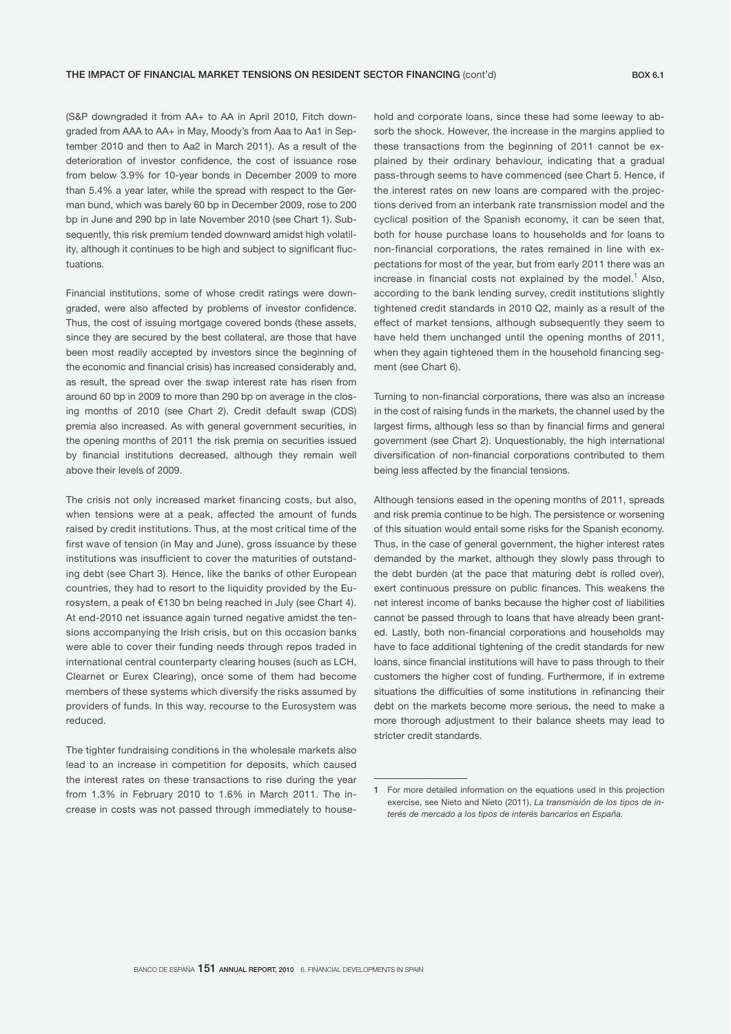(S&P downgraded it from AA+ to AA in April 2010, Fitch downgraded from AAA to AA+ in May, Moody's from Aaa to Aa1 in September 2010 and then to Aa2 in March 2011). As a result of the deterioration of investor confidence, the cost of issuance rose from below 3.9% for 10-year bonds in December 2009 to more than 5.4% a year later, while the spread with respect to the German bund, which was barely 60 bp in December 2009, rose to 200 bp in June and 290 bp in late November 2010 (see Chart 1). Subsequently, this risk premium tended downward amidst high volatility, although it continues to be high and subject to significant fluctuations.

Financial institutions, some of whose credit ratings were downgraded, were also affected by problems of investor confidence. Thus, the cost of issuing mortgage covered bonds (these assets, since they are secured by the best collateral, are those that have been most readily accepted by investors since the beginning of the economic and financial crisis) has increased considerably and, as result, the spread over the swap interest rate has risen from around 60 bp in 2009 to more than 290 bp on average in the closing months of 2010 (see Chart 2). Credit default swap (CDS) premia also increased. As with general government securities, in the opening months of 2011 the risk premia on securities issued by financial institutions decreased, although they remain well above their levels of 2009.

The crisis not only increased market financing costs, but also, when tensions were at a peak, affected the amount of funds raised by credit institutions. Thus, at the most critical time of the first wave of tension (in May and June), gross issuance by these institutions was insufficient to cover the maturities of outstanding debt (see Chart 3). Hence, like the banks of other European countries, they had to resort to the liquidity provided by the Eurosystem, a peak of €130 bn being reached in July (see Chart 4). At end-2010 net issuance again turned negative amidst the tensions accompanying the Irish crisis, but on this occasion banks were able to cover their funding needs through repos traded in international central counterparty clearing houses (such as LCH, Clearnet or Eurex Clearing), once some of them had become members of these systems which diversify the risks assumed by providers of funds. In this way, recourse to the Eurosystem was reduced.

The tighter fundraising conditions in the wholesale markets also lead to an increase in competition for deposits, which caused the interest rates on these transactions to rise during the year from 1.3% in February 2010 to 1.6% in March 2011. The increase in costs was not passed through immediately to household and corporate loans, since these had some leeway to absorb the shock. However, the increase in the margins applied to these transactions from the beginning of 2011 cannot be explained by their ordinary behaviour, indicating that a gradual pass-through seems to have commenced (see Chart 5. Hence, if the interest rates on new loans are compared with the projections derived from an interbank rate transmission model and the cyclical position of the Spanish economy, it can be seen that, both for house purchase loans to households and for loans to non-financial corporations, the rates remained in line with expectations for most of the year, but from early 2011 there was an increase in financial costs not explained by the model.[1] Also, according to the bank lending survey, credit institutions slightly tightened credit standards in 2010 Q2, mainly as a result of the effect of market tensions, although subsequently they seem to have held them unchanged until the opening months of 2011, when they again tightened them in the household financing segment (see Chart 6).

Turning to non-financial corporations, there was also an increase in the cost of raising funds in the markets, the channel used by the largest firms, although less so than by financial firms and general government (see Chart 2). Unquestionably, the high international diversification of non-financial corporations contributed to them being less affected by the financial tensions.

Although tensions eased in the opening months of 2011, spreads and risk premia continue to be high. The persistence or worsening of this situation would entail some risks for the Spanish economy. Thus, in the case of general government, the higher interest rates demanded by the market, although they slowly pass through to the debt burden (at the pace that maturing debt is rolled over), exert continuous pressure on public finances. This weakens the net interest income of banks because the higher cost of liabilities cannot be passed through to loans that have already been granted. Lastly, both non-financial corporations and households may have to face additional tightening of the credit standards for new loans, since financial institutions will have to pass through to their customers the higher cost of funding. Furthermore, if in extreme situations the difficulties of some institutions in refinancing their debt on the markets become more serious, the need to make a more thorough adjustment to their balance sheets may lead to stricter credit standards.

---

1 For more detailed information on the equations used in this projection exercise, see Nieto and Nieto (2011), *La transmisión de los tipos de interés de mercado a los tipos de interés bancarios en España.*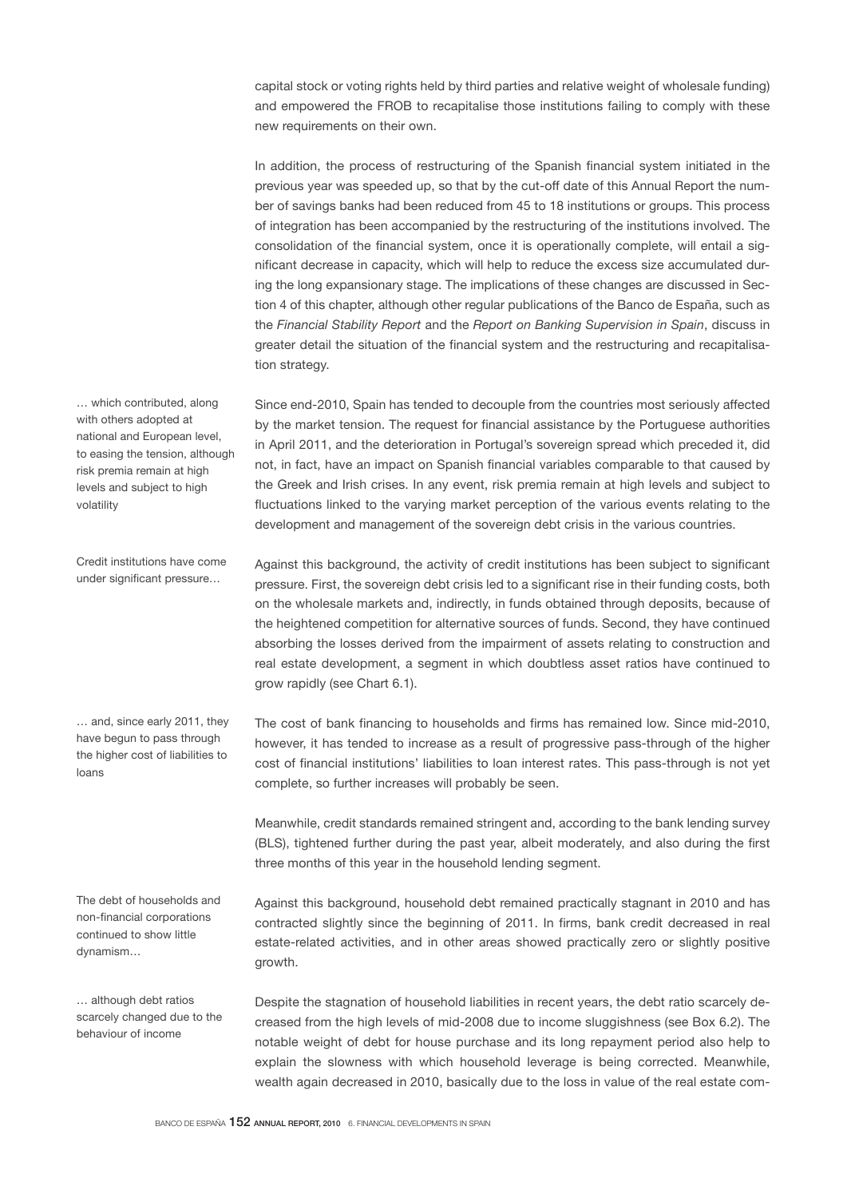capital stock or voting rights held by third parties and relative weight of wholesale funding) and empowered the FROB to recapitalise those institutions failing to comply with these new requirements on their own.

In addition, the process of restructuring of the Spanish financial system initiated in the previous year was speeded up, so that by the cut-off date of this Annual Report the number of savings banks had been reduced from 45 to 18 institutions or groups. This process of integration has been accompanied by the restructuring of the institutions involved. The consolidation of the financial system, once it is operationally complete, will entail a significant decrease in capacity, which will help to reduce the excess size accumulated during the long expansionary stage. The implications of these changes are discussed in Section 4 of this chapter, although other regular publications of the Banco de España, such as the *Financial Stability Report* and the *Report on Banking Supervision in Spain*, discuss in greater detail the situation of the financial system and the restructuring and recapitalisation strategy.

… which contributed, along with others adopted at national and European level, to easing the tension, although risk premia remain at high levels and subject to high volatility

Since end-2010, Spain has tended to decouple from the countries most seriously affected by the market tension. The request for financial assistance by the Portuguese authorities in April 2011, and the deterioration in Portugal's sovereign spread which preceded it, did not, in fact, have an impact on Spanish financial variables comparable to that caused by the Greek and Irish crises. In any event, risk premia remain at high levels and subject to fluctuations linked to the varying market perception of the various events relating to the development and management of the sovereign debt crisis in the various countries.

Credit institutions have come under significant pressure…

Against this background, the activity of credit institutions has been subject to significant pressure. First, the sovereign debt crisis led to a significant rise in their funding costs, both on the wholesale markets and, indirectly, in funds obtained through deposits, because of the heightened competition for alternative sources of funds. Second, they have continued absorbing the losses derived from the impairment of assets relating to construction and real estate development, a segment in which doubtless asset ratios have continued to grow rapidly (see Chart 6.1).

… and, since early 2011, they have begun to pass through the higher cost of liabilities to loans

The cost of bank financing to households and firms has remained low. Since mid-2010, however, it has tended to increase as a result of progressive pass-through of the higher cost of financial institutions' liabilities to loan interest rates. This pass-through is not yet complete, so further increases will probably be seen.

Meanwhile, credit standards remained stringent and, according to the bank lending survey (BLS), tightened further during the past year, albeit moderately, and also during the first three months of this year in the household lending segment.

The debt of households and non-financial corporations continued to show little dynamism…

Against this background, household debt remained practically stagnant in 2010 and has contracted slightly since the beginning of 2011. In firms, bank credit decreased in real estate-related activities, and in other areas showed practically zero or slightly positive growth.

… although debt ratios scarcely changed due to the behaviour of income

Despite the stagnation of household liabilities in recent years, the debt ratio scarcely decreased from the high levels of mid-2008 due to income sluggishness (see Box 6.2). The notable weight of debt for house purchase and its long repayment period also help to explain the slowness with which household leverage is being corrected. Meanwhile, wealth again decreased in 2010, basically due to the loss in value of the real estate com-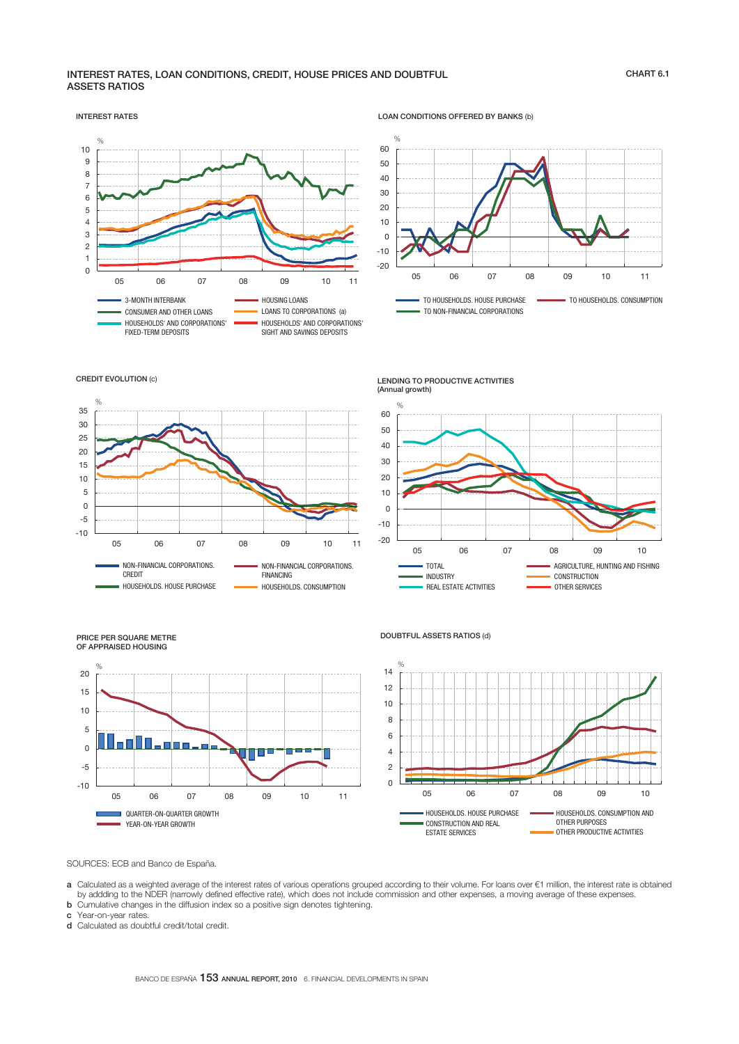## INTEREST RATES, LOAN CONDITIONS, CREDIT, HOUSE PRICES AND DOUBTFUL ASSETS RATIOS

CHART 6.1

### INTEREST RATES

- 3-MONTH INTERBANK
- HOUSING LOANS
- CONSUMER AND OTHER LOANS
- LOANS TO CORPORATIONS (a)
- HOUSEHOLDS' AND CORPORATIONS' FIXED-TERM DEPOSITS
- HOUSEHOLDS' AND CORPORATIONS' SIGHT AND SAVINGS DEPOSITS

### LOAN CONDITIONS OFFERED BY BANKS (b)

- TO HOUSEHOLDS. HOUSE PURCHASE
- TO HOUSEHOLDS. CONSUMPTION
- TO NON-FINANCIAL CORPORATIONS

### CREDIT EVOLUTION (c)

- NON-FINANCIAL CORPORATIONS. CREDIT
- NON-FINANCIAL CORPORATIONS. FINANCING
- HOUSEHOLDS. HOUSE PURCHASE
- HOUSEHOLDS. CONSUMPTION

### LENDING TO PRODUCTIVE ACTIVITIES (Annual growth)

- TOTAL
- AGRICULTURE, HUNTING AND FISHING
- INDUSTRY
- CONSTRUCTION
- REAL ESTATE ACTIVITIES
- OTHER SERVICES

### PRICE PER SQUARE METRE OF APPRAISED HOUSING

- QUARTER-ON-QUARTER GROWTH
- YEAR-ON-YEAR GROWTH

### DOUBTFUL ASSETS RATIOS (d)

- HOUSEHOLDS. HOUSE PURCHASE
- HOUSEHOLDS. CONSUMPTION AND OTHER PURPOSES
- CONSTRUCTION AND REAL ESTATE SERVICES
- OTHER PRODUCTIVE ACTIVITIES

SOURCES: ECB and Banco de España.

a Calculated as a weighted average of the interest rates of various operations grouped according to their volume. For loans over €1 million, the interest rate is obtained by addding to the NDER (narrowly defined effective rate), which does not include commission and other expenses, a moving average of these expenses.
b Cumulative changes in the diffusion index so a positive sign denotes tightening.
c Year-on-year rates.
d Calculated as doubtful credit/total credit.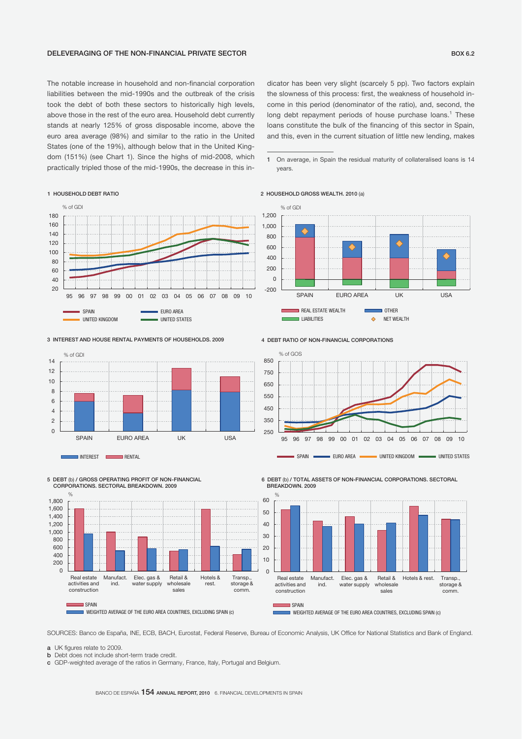## DELEVERAGING OF THE NON-FINANCIAL PRIVATE SECTOR

**BOX 6.2**

The notable increase in household and non-financial corporation liabilities between the mid-1990s and the outbreak of the crisis took the debt of both these sectors to historically high levels, above those in the rest of the euro area. Household debt currently stands at nearly 125% of gross disposable income, above the euro area average (98%) and similar to the ratio in the United States (one of the 19%), although below that in the United Kingdom (151%) (see Chart 1). Since the highs of mid-2008, which practically tripled those of the mid-1990s, the decrease in this indicator has been very slight (scarcely 5 pp). Two factors explain the slowness of this process: first, the weakness of household income in this period (denominator of the ratio), and, second, the long debt repayment periods of house purchase loans.[1] These loans constitute the bulk of the financing of this sector in Spain, and this, even in the current situation of little new lending, makes

1 On average, in Spain the residual maturity of collateralised loans is 14 years.

1 HOUSEHOLD DEBT RATIO

2 HOUSEHOLD GROSS WEALTH. 2010 (a)

3 INTEREST AND HOUSE RENTAL PAYMENTS OF HOUSEHOLDS. 2009

4 DEBT RATIO OF NON-FINANCIAL CORPORATIONS

5 DEBT (b) / GROSS OPERATING PROFIT OF NON-FINANCIAL CORPORATIONS. SECTORAL BREAKDOWN. 2009

6 DEBT (b) / TOTAL ASSETS OF NON-FINANCIAL CORPORATIONS. SECTORAL BREAKDOWN. 2009

SOURCES: Banco de España, INE, ECB, BACH, Eurostat, Federal Reserve, Bureau of Economic Analysis, UK Office for National Statistics and Bank of England.

a UK figures relate to 2009.
b Debt does not include short-term trade credit.
c GDP-weighted average of the ratios in Germany, France, Italy, Portugal and Belgium.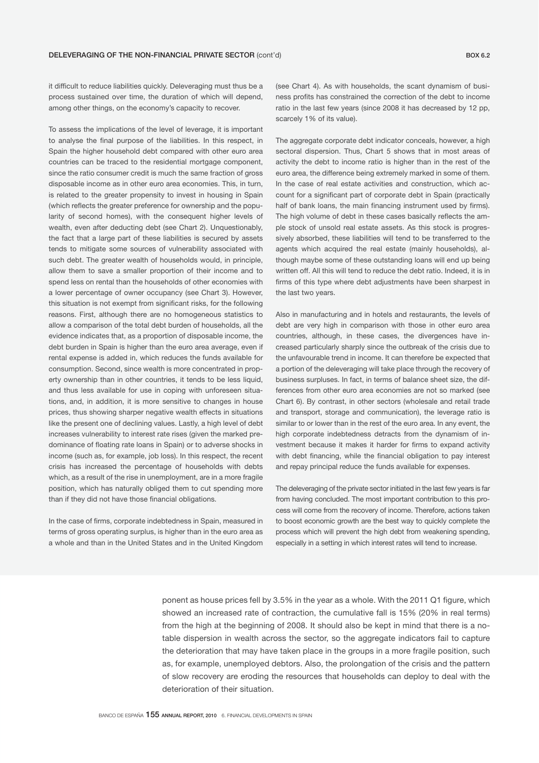it difficult to reduce liabilities quickly. Deleveraging must thus be a process sustained over time, the duration of which will depend, among other things, on the economy's capacity to recover.

To assess the implications of the level of leverage, it is important to analyse the final purpose of the liabilities. In this respect, in Spain the higher household debt compared with other euro area countries can be traced to the residential mortgage component, since the ratio consumer credit is much the same fraction of gross disposable income as in other euro area economies. This, in turn, is related to the greater propensity to invest in housing in Spain (which reflects the greater preference for ownership and the popularity of second homes), with the consequent higher levels of wealth, even after deducting debt (see Chart 2). Unquestionably, the fact that a large part of these liabilities is secured by assets tends to mitigate some sources of vulnerability associated with such debt. The greater wealth of households would, in principle, allow them to save a smaller proportion of their income and to spend less on rental than the households of other economies with a lower percentage of owner occupancy (see Chart 3). However, this situation is not exempt from significant risks, for the following reasons. First, although there are no homogeneous statistics to allow a comparison of the total debt burden of households, all the evidence indicates that, as a proportion of disposable income, the debt burden in Spain is higher than the euro area average, even if rental expense is added in, which reduces the funds available for consumption. Second, since wealth is more concentrated in property ownership than in other countries, it tends to be less liquid, and thus less available for use in coping with unforeseen situations, and, in addition, it is more sensitive to changes in house prices, thus showing sharper negative wealth effects in situations like the present one of declining values. Lastly, a high level of debt increases vulnerability to interest rate rises (given the marked predominance of floating rate loans in Spain) or to adverse shocks in income (such as, for example, job loss). In this respect, the recent crisis has increased the percentage of households with debts which, as a result of the rise in unemployment, are in a more fragile position, which has naturally obliged them to cut spending more than if they did not have those financial obligations.

In the case of firms, corporate indebtedness in Spain, measured in terms of gross operating surplus, is higher than in the euro area as a whole and than in the United States and in the United Kingdom (see Chart 4). As with households, the scant dynamism of business profits has constrained the correction of the debt to income ratio in the last few years (since 2008 it has decreased by 12 pp, scarcely 1% of its value).

The aggregate corporate debt indicator conceals, however, a high sectoral dispersion. Thus, Chart 5 shows that in most areas of activity the debt to income ratio is higher than in the rest of the euro area, the difference being extremely marked in some of them. In the case of real estate activities and construction, which account for a significant part of corporate debt in Spain (practically half of bank loans, the main financing instrument used by firms). The high volume of debt in these cases basically reflects the ample stock of unsold real estate assets. As this stock is progressively absorbed, these liabilities will tend to be transferred to the agents which acquired the real estate (mainly households), although maybe some of these outstanding loans will end up being written off. All this will tend to reduce the debt ratio. Indeed, it is in firms of this type where debt adjustments have been sharpest in the last two years.

Also in manufacturing and in hotels and restaurants, the levels of debt are very high in comparison with those in other euro area countries, although, in these cases, the divergences have increased particularly sharply since the outbreak of the crisis due to the unfavourable trend in income. It can therefore be expected that a portion of the deleveraging will take place through the recovery of business surpluses. In fact, in terms of balance sheet size, the differences from other euro area economies are not so marked (see Chart 6). By contrast, in other sectors (wholesale and retail trade and transport, storage and communication), the leverage ratio is similar to or lower than in the rest of the euro area. In any event, the high corporate indebtedness detracts from the dynamism of investment because it makes it harder for firms to expand activity with debt financing, while the financial obligation to pay interest and repay principal reduce the funds available for expenses.

The deleveraging of the private sector initiated in the last few years is far from having concluded. The most important contribution to this process will come from the recovery of income. Therefore, actions taken to boost economic growth are the best way to quickly complete the process which will prevent the high debt from weakening spending, especially in a setting in which interest rates will tend to increase.

ponent as house prices fell by 3.5% in the year as a whole. With the 2011 Q1 figure, which showed an increased rate of contraction, the cumulative fall is 15% (20% in real terms) from the high at the beginning of 2008. It should also be kept in mind that there is a notable dispersion in wealth across the sector, so the aggregate indicators fail to capture the deterioration that may have taken place in the groups in a more fragile position, such as, for example, unemployed debtors. Also, the prolongation of the crisis and the pattern of slow recovery are eroding the resources that households can deploy to deal with the deterioration of their situation.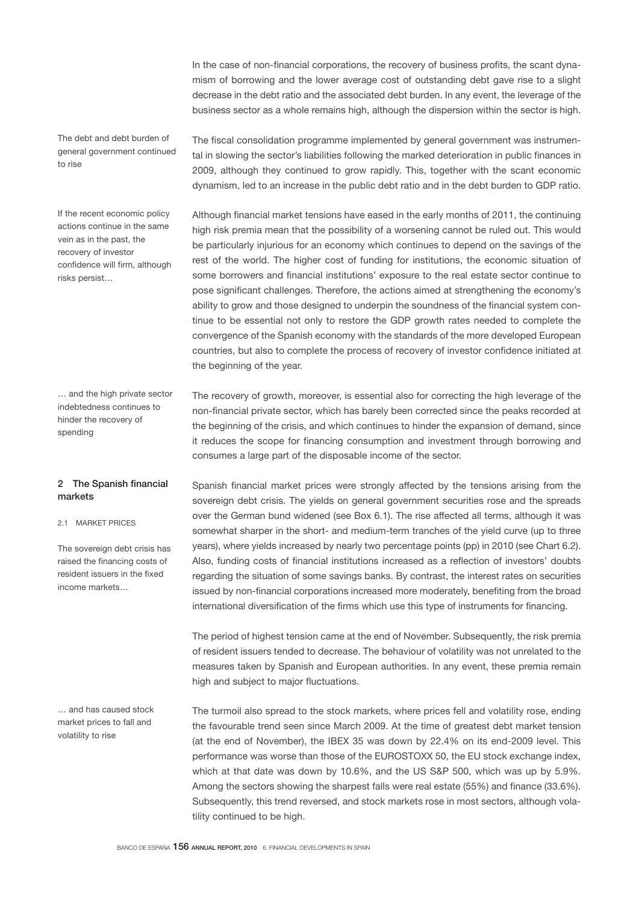In the case of non-financial corporations, the recovery of business profits, the scant dynamism of borrowing and the lower average cost of outstanding debt gave rise to a slight decrease in the debt ratio and the associated debt burden. In any event, the leverage of the business sector as a whole remains high, although the dispersion within the sector is high.

The debt and debt burden of general government continued to rise

The fiscal consolidation programme implemented by general government was instrumental in slowing the sector's liabilities following the marked deterioration in public finances in 2009, although they continued to grow rapidly. This, together with the scant economic dynamism, led to an increase in the public debt ratio and in the debt burden to GDP ratio.

If the recent economic policy actions continue in the same vein as in the past, the recovery of investor confidence will firm, although risks persist…

Although financial market tensions have eased in the early months of 2011, the continuing high risk premia mean that the possibility of a worsening cannot be ruled out. This would be particularly injurious for an economy which continues to depend on the savings of the rest of the world. The higher cost of funding for institutions, the economic situation of some borrowers and financial institutions' exposure to the real estate sector continue to pose significant challenges. Therefore, the actions aimed at strengthening the economy's ability to grow and those designed to underpin the soundness of the financial system continue to be essential not only to restore the GDP growth rates needed to complete the convergence of the Spanish economy with the standards of the more developed European countries, but also to complete the process of recovery of investor confidence initiated at the beginning of the year.

… and the high private sector indebtedness continues to hinder the recovery of spending

The recovery of growth, moreover, is essential also for correcting the high leverage of the non-financial private sector, which has barely been corrected since the peaks recorded at the beginning of the crisis, and which continues to hinder the expansion of demand, since it reduces the scope for financing consumption and investment through borrowing and consumes a large part of the disposable income of the sector.

## 2 The Spanish financial markets

### 2.1 MARKET PRICES

The sovereign debt crisis has raised the financing costs of resident issuers in the fixed income markets…

Spanish financial market prices were strongly affected by the tensions arising from the sovereign debt crisis. The yields on general government securities rose and the spreads over the German bund widened (see Box 6.1). The rise affected all terms, although it was somewhat sharper in the short- and medium-term tranches of the yield curve (up to three years), where yields increased by nearly two percentage points (pp) in 2010 (see Chart 6.2). Also, funding costs of financial institutions increased as a reflection of investors' doubts regarding the situation of some savings banks. By contrast, the interest rates on securities issued by non-financial corporations increased more moderately, benefiting from the broad international diversification of the firms which use this type of instruments for financing.

The period of highest tension came at the end of November. Subsequently, the risk premia of resident issuers tended to decrease. The behaviour of volatility was not unrelated to the measures taken by Spanish and European authorities. In any event, these premia remain high and subject to major fluctuations.

… and has caused stock market prices to fall and volatility to rise

The turmoil also spread to the stock markets, where prices fell and volatility rose, ending the favourable trend seen since March 2009. At the time of greatest debt market tension (at the end of November), the IBEX 35 was down by 22.4% on its end-2009 level. This performance was worse than those of the EUROSTOXX 50, the EU stock exchange index, which at that date was down by 10.6%, and the US S&P 500, which was up by 5.9%. Among the sectors showing the sharpest falls were real estate (55%) and finance (33.6%). Subsequently, this trend reversed, and stock markets rose in most sectors, although volatility continued to be high.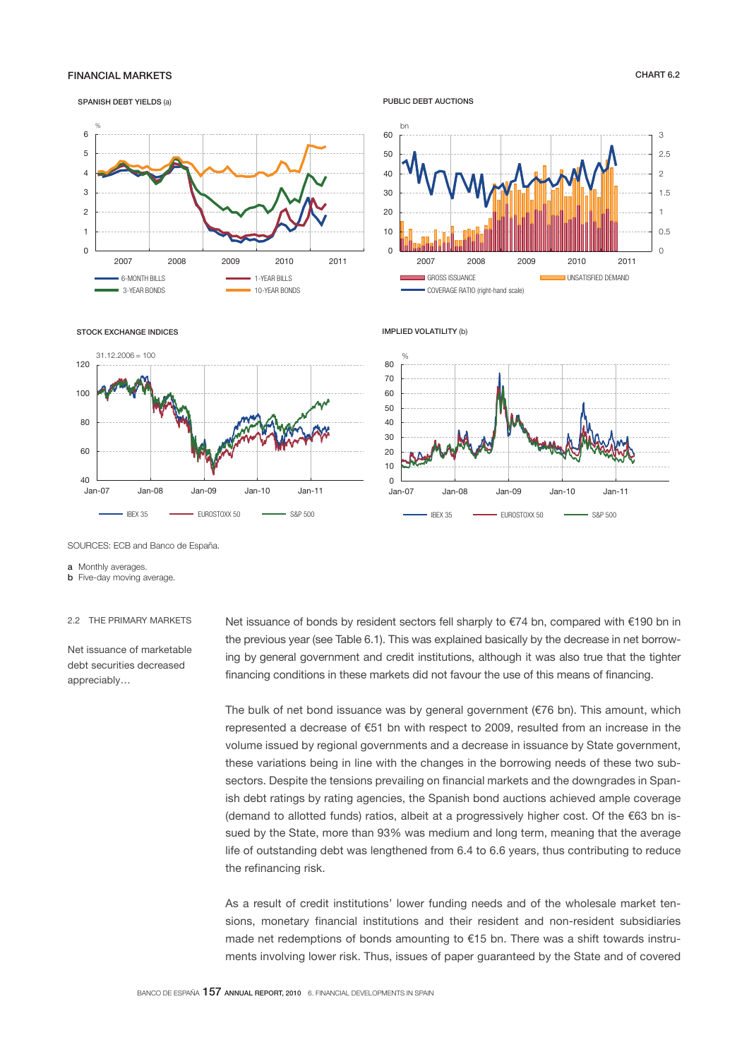FINANCIAL MARKETS

CHART 6.2

SPANISH DEBT YIELDS (a)

%

6
5
4
3
2
1
0

2007 2008 2009 2010 2011

6-MONTH BILLS
1-YEAR BILLS
3-YEAR BONDS
10-YEAR BONDS

PUBLIC DEBT AUCTIONS

bn

60
50
40
30
20
10
0

3
2.5
2
1.5
1
0.5
0

2007 2008 2009 2010 2011

GROSS ISSUANCE
UNSATISFIED DEMAND
COVERAGE RATIO (right-hand scale)

STOCK EXCHANGE INDICES

31.12.2006 = 100

120
100
80
60
40

Jan-07 Jan-08 Jan-09 Jan-10 Jan-11

IBEX 35
EUROSTOXX 50
S&P 500

IMPLIED VOLATILITY (b)

%

80
70
60
50
40
30
20
10
0

Jan-07 Jan-08 Jan-09 Jan-10 Jan-11

IBEX 35
EUROSTOXX 50
S&P 500

SOURCES: ECB and Banco de España.

a Monthly averages.
b Five-day moving average.

### 2.2 THE PRIMARY MARKETS

*Net issuance of marketable debt securities decreased appreciably…*

Net issuance of bonds by resident sectors fell sharply to €74 bn, compared with €190 bn in the previous year (see Table 6.1). This was explained basically by the decrease in net borrowing by general government and credit institutions, although it was also true that the tighter financing conditions in these markets did not favour the use of this means of financing.

The bulk of net bond issuance was by general government (€76 bn). This amount, which represented a decrease of €51 bn with respect to 2009, resulted from an increase in the volume issued by regional governments and a decrease in issuance by State government, these variations being in line with the changes in the borrowing needs of these two sub-sectors. Despite the tensions prevailing on financial markets and the downgrades in Spanish debt ratings by rating agencies, the Spanish bond auctions achieved ample coverage (demand to allotted funds) ratios, albeit at a progressively higher cost. Of the €63 bn issued by the State, more than 93% was medium and long term, meaning that the average life of outstanding debt was lengthened from 6.4 to 6.6 years, thus contributing to reduce the refinancing risk.

As a result of credit institutions' lower funding needs and of the wholesale market tensions, monetary financial institutions and their resident and non-resident subsidiaries made net redemptions of bonds amounting to €15 bn. There was a shift towards instruments involving lower risk. Thus, issues of paper guaranteed by the State and of covered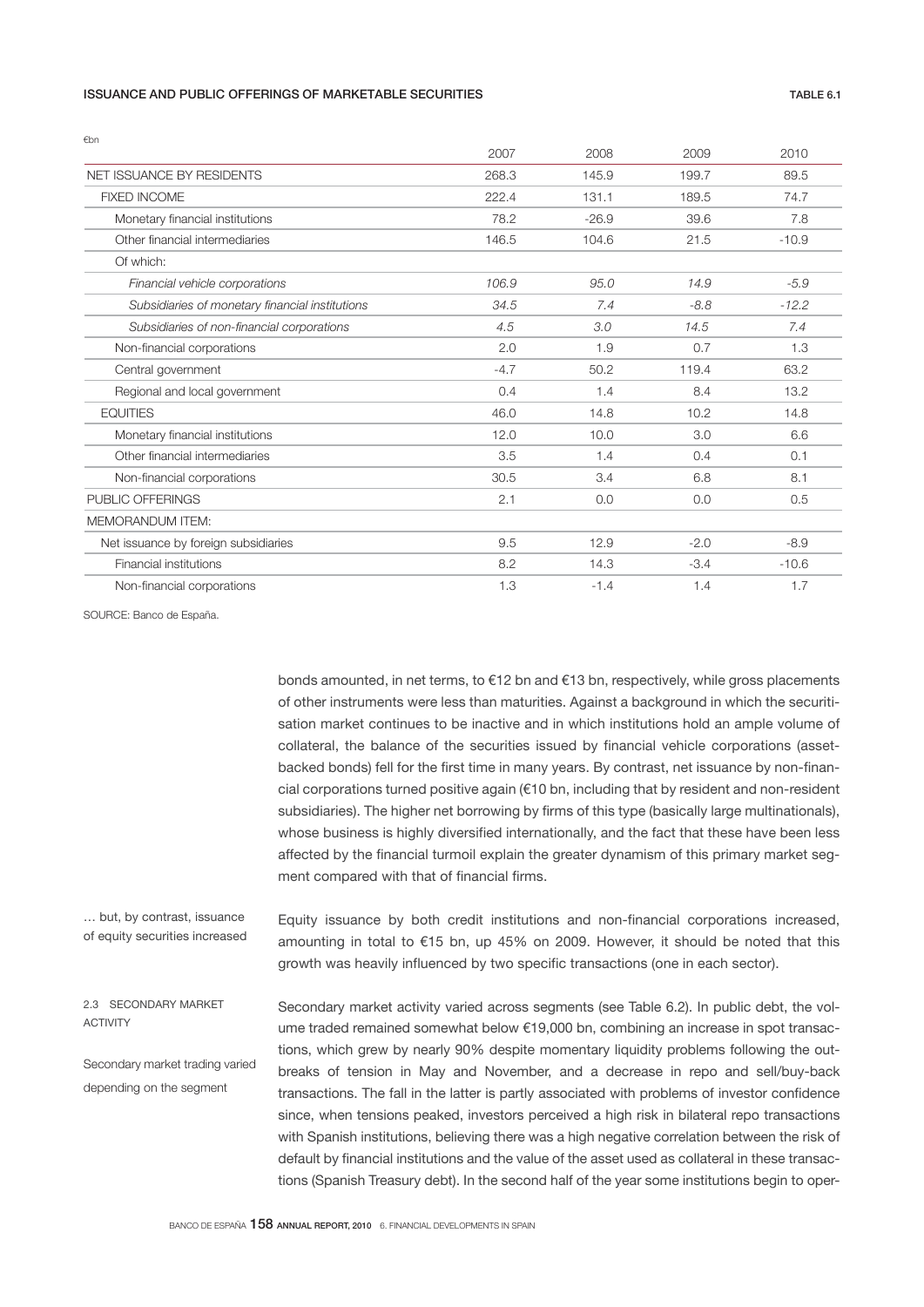ISSUANCE AND PUBLIC OFFERINGS OF MARKETABLE SECURITIES

TABLE 6.1

€bn

| | 2007 | 2008 | 2009 | 2010 |
|---|---|---|---|---|
| NET ISSUANCE BY RESIDENTS | 268.3 | 145.9 | 199.7 | 89.5 |
| FIXED INCOME | 222.4 | 131.1 | 189.5 | 74.7 |
| Monetary financial institutions | 78.2 | -26.9 | 39.6 | 7.8 |
| Other financial intermediaries | 146.5 | 104.6 | 21.5 | -10.9 |
| Of which: | | | | |
| *Financial vehicle corporations* | *106.9* | *95.0* | *14.9* | *-5.9* |
| *Subsidiaries of monetary financial institutions* | *34.5* | *7.4* | *-8.8* | *-12.2* |
| *Subsidiaries of non-financial corporations* | *4.5* | *3.0* | *14.5* | *7.4* |
| Non-financial corporations | 2.0 | 1.9 | 0.7 | 1.3 |
| Central government | -4.7 | 50.2 | 119.4 | 63.2 |
| Regional and local government | 0.4 | 1.4 | 8.4 | 13.2 |
| EQUITIES | 46.0 | 14.8 | 10.2 | 14.8 |
| Monetary financial institutions | 12.0 | 10.0 | 3.0 | 6.6 |
| Other financial intermediaries | 3.5 | 1.4 | 0.4 | 0.1 |
| Non-financial corporations | 30.5 | 3.4 | 6.8 | 8.1 |
| PUBLIC OFFERINGS | 2.1 | 0.0 | 0.0 | 0.5 |
| MEMORANDUM ITEM: | | | | |
| Net issuance by foreign subsidiaries | 9.5 | 12.9 | -2.0 | -8.9 |
| Financial institutions | 8.2 | 14.3 | -3.4 | -10.6 |
| Non-financial corporations | 1.3 | -1.4 | 1.4 | 1.7 |

SOURCE: Banco de España.

bonds amounted, in net terms, to €12 bn and €13 bn, respectively, while gross placements of other instruments were less than maturities. Against a background in which the securitisation market continues to be inactive and in which institutions hold an ample volume of collateral, the balance of the securities issued by financial vehicle corporations (asset-backed bonds) fell for the first time in many years. By contrast, net issuance by non-financial corporations turned positive again (€10 bn, including that by resident and non-resident subsidiaries). The higher net borrowing by firms of this type (basically large multinationals), whose business is highly diversified internationally, and the fact that these have been less affected by the financial turmoil explain the greater dynamism of this primary market segment compared with that of financial firms.

… but, by contrast, issuance of equity securities increased

Equity issuance by both credit institutions and non-financial corporations increased, amounting in total to €15 bn, up 45% on 2009. However, it should be noted that this growth was heavily influenced by two specific transactions (one in each sector).

## 2.3 SECONDARY MARKET ACTIVITY

Secondary market trading varied depending on the segment

Secondary market activity varied across segments (see Table 6.2). In public debt, the volume traded remained somewhat below €19,000 bn, combining an increase in spot transactions, which grew by nearly 90% despite momentary liquidity problems following the outbreaks of tension in May and November, and a decrease in repo and sell/buy-back transactions. The fall in the latter is partly associated with problems of investor confidence since, when tensions peaked, investors perceived a high risk in bilateral repo transactions with Spanish institutions, believing there was a high negative correlation between the risk of default by financial institutions and the value of the asset used as collateral in these transactions (Spanish Treasury debt). In the second half of the year some institutions begin to oper-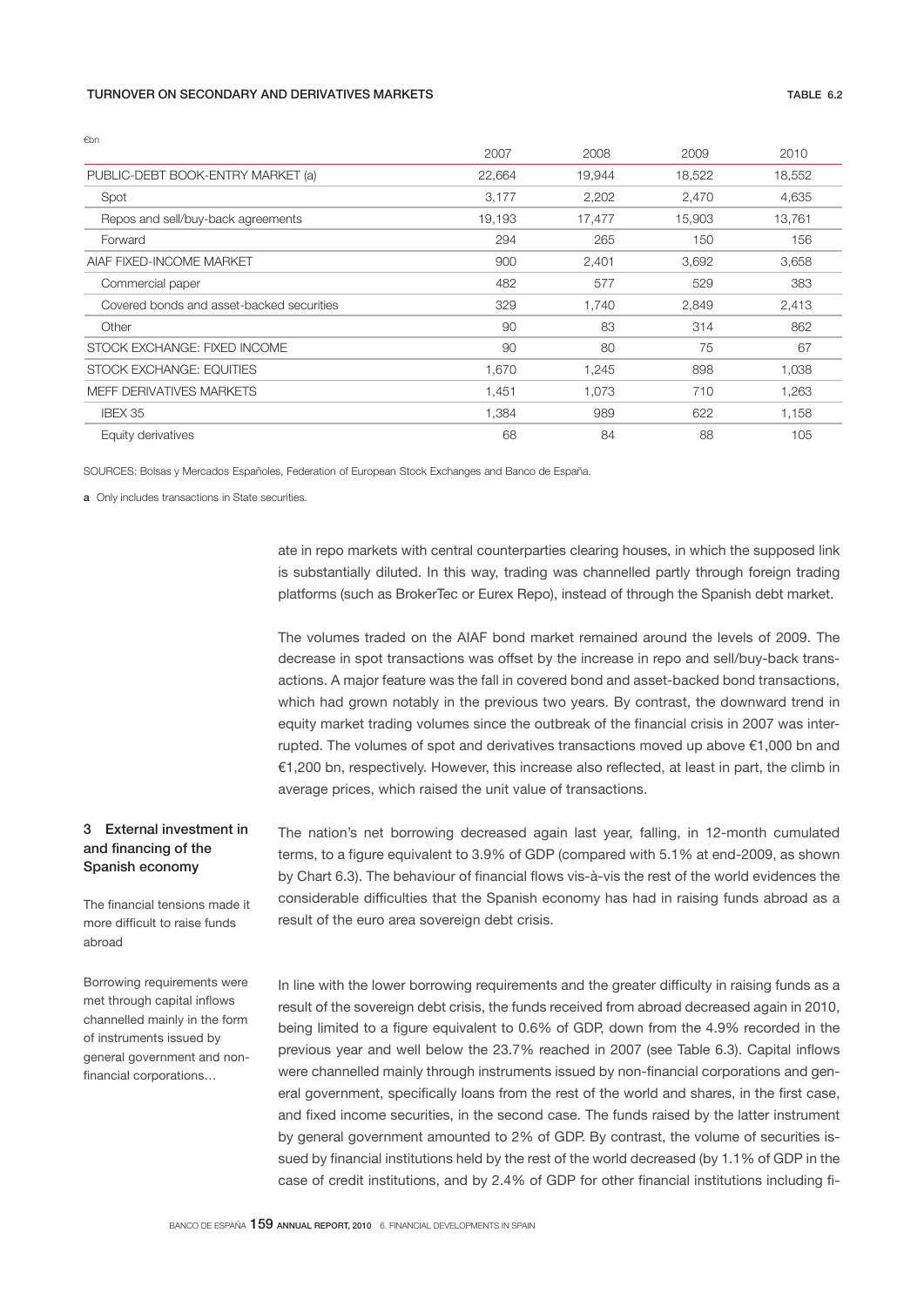**TURNOVER ON SECONDARY AND DERIVATIVES MARKETS** **TABLE 6.2**

€bn

| | 2007 | 2008 | 2009 | 2010 |
|---|---|---|---|---|
| PUBLIC-DEBT BOOK-ENTRY MARKET (a) | 22,664 | 19,944 | 18,522 | 18,552 |
| Spot | 3,177 | 2,202 | 2,470 | 4,635 |
| Repos and sell/buy-back agreements | 19,193 | 17,477 | 15,903 | 13,761 |
| Forward | 294 | 265 | 150 | 156 |
| AIAF FIXED-INCOME MARKET | 900 | 2,401 | 3,692 | 3,658 |
| Commercial paper | 482 | 577 | 529 | 383 |
| Covered bonds and asset-backed securities | 329 | 1,740 | 2,849 | 2,413 |
| Other | 90 | 83 | 314 | 862 |
| STOCK EXCHANGE: FIXED INCOME | 90 | 80 | 75 | 67 |
| STOCK EXCHANGE: EQUITIES | 1,670 | 1,245 | 898 | 1,038 |
| MEFF DERIVATIVES MARKETS | 1,451 | 1,073 | 710 | 1,263 |
| IBEX 35 | 1,384 | 989 | 622 | 1,158 |
| Equity derivatives | 68 | 84 | 88 | 105 |

SOURCES: Bolsas y Mercados Españoles, Federation of European Stock Exchanges and Banco de España.

**a** Only includes transactions in State securities.

ate in repo markets with central counterparties clearing houses, in which the supposed link is substantially diluted. In this way, trading was channelled partly through foreign trading platforms (such as BrokerTec or Eurex Repo), instead of through the Spanish debt market.

The volumes traded on the AIAF bond market remained around the levels of 2009. The decrease in spot transactions was offset by the increase in repo and sell/buy-back transactions. A major feature was the fall in covered bond and asset-backed bond transactions, which had grown notably in the previous two years. By contrast, the downward trend in equity market trading volumes since the outbreak of the financial crisis in 2007 was interrupted. The volumes of spot and derivatives transactions moved up above €1,000 bn and €1,200 bn, respectively. However, this increase also reflected, at least in part, the climb in average prices, which raised the unit value of transactions.

## 3 External investment in and financing of the Spanish economy

*The financial tensions made it more difficult to raise funds abroad*

The nation's net borrowing decreased again last year, falling, in 12-month cumulated terms, to a figure equivalent to 3.9% of GDP (compared with 5.1% at end-2009, as shown by Chart 6.3). The behaviour of financial flows vis-à-vis the rest of the world evidences the considerable difficulties that the Spanish economy has had in raising funds abroad as a result of the euro area sovereign debt crisis.

*Borrowing requirements were met through capital inflows channelled mainly in the form of instruments issued by general government and non-financial corporations…*

In line with the lower borrowing requirements and the greater difficulty in raising funds as a result of the sovereign debt crisis, the funds received from abroad decreased again in 2010, being limited to a figure equivalent to 0.6% of GDP, down from the 4.9% recorded in the previous year and well below the 23.7% reached in 2007 (see Table 6.3). Capital inflows were channelled mainly through instruments issued by non-financial corporations and general government, specifically loans from the rest of the world and shares, in the first case, and fixed income securities, in the second case. The funds raised by the latter instrument by general government amounted to 2% of GDP. By contrast, the volume of securities issued by financial institutions held by the rest of the world decreased (by 1.1% of GDP in the case of credit institutions, and by 2.4% of GDP for other financial institutions including fi-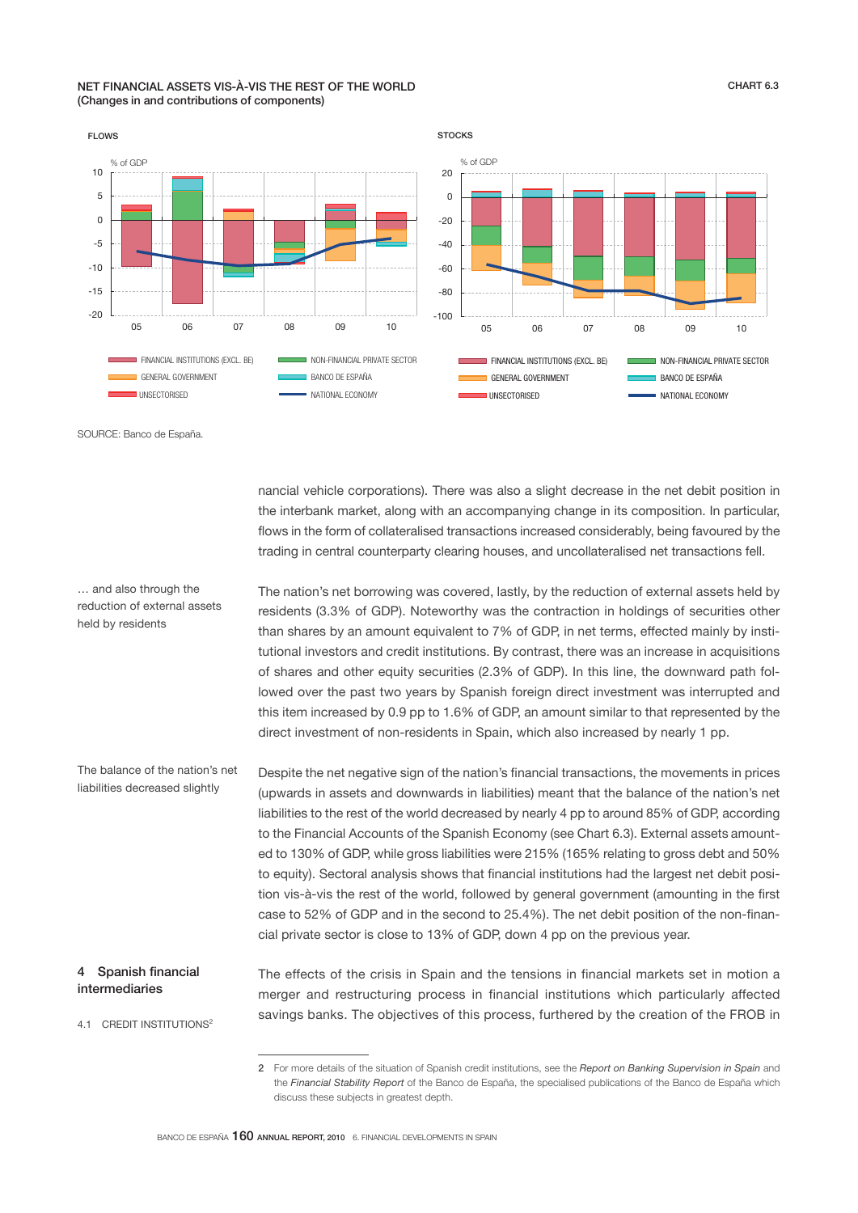NET FINANCIAL ASSETS VIS-À-VIS THE REST OF THE WORLD
(Changes in and contributions of components)

CHART 6.3

FLOWS

% of GDP

10
5
0
-5
-10
-15
-20

05 06 07 08 09 10

FINANCIAL INSTITUTIONS (EXCL. BE)
NON-FINANCIAL PRIVATE SECTOR
GENERAL GOVERNMENT
BANCO DE ESPAÑA
UNSECTORISED
NATIONAL ECONOMY

STOCKS

% of GDP

20
0
-20
-40
-60
-80
-100

05 06 07 08 09 10

FINANCIAL INSTITUTIONS (EXCL. BE)
NON-FINANCIAL PRIVATE SECTOR
GENERAL GOVERNMENT
BANCO DE ESPAÑA
UNSECTORISED
NATIONAL ECONOMY

SOURCE: Banco de España.

nancial vehicle corporations). There was also a slight decrease in the net debit position in the interbank market, along with an accompanying change in its composition. In particular, flows in the form of collateralised transactions increased considerably, being favoured by the trading in central counterparty clearing houses, and uncollateralised net transactions fell.

*… and also through the reduction of external assets held by residents*

The nation's net borrowing was covered, lastly, by the reduction of external assets held by residents (3.3% of GDP). Noteworthy was the contraction in holdings of securities other than shares by an amount equivalent to 7% of GDP, in net terms, effected mainly by institutional investors and credit institutions. By contrast, there was an increase in acquisitions of shares and other equity securities (2.3% of GDP). In this line, the downward path followed over the past two years by Spanish foreign direct investment was interrupted and this item increased by 0.9 pp to 1.6% of GDP, an amount similar to that represented by the direct investment of non-residents in Spain, which also increased by nearly 1 pp.

*The balance of the nation's net liabilities decreased slightly*

Despite the net negative sign of the nation's financial transactions, the movements in prices (upwards in assets and downwards in liabilities) meant that the balance of the nation's net liabilities to the rest of the world decreased by nearly 4 pp to around 85% of GDP, according to the Financial Accounts of the Spanish Economy (see Chart 6.3). External assets amounted to 130% of GDP, while gross liabilities were 215% (165% relating to gross debt and 50% to equity). Sectoral analysis shows that financial institutions had the largest net debit position vis-à-vis the rest of the world, followed by general government (amounting in the first case to 52% of GDP and in the second to 25.4%). The net debit position of the non-financial private sector is close to 13% of GDP, down 4 pp on the previous year.

## 4 Spanish financial intermediaries

### 4.1 CREDIT INSTITUTIONS[2]

The effects of the crisis in Spain and the tensions in financial markets set in motion a merger and restructuring process in financial institutions which particularly affected savings banks. The objectives of this process, furthered by the creation of the FROB in

2 For more details of the situation of Spanish credit institutions, see the *Report on Banking Supervision in Spain* and the *Financial Stability Report* of the Banco de España, the specialised publications of the Banco de España which discuss these subjects in greatest depth.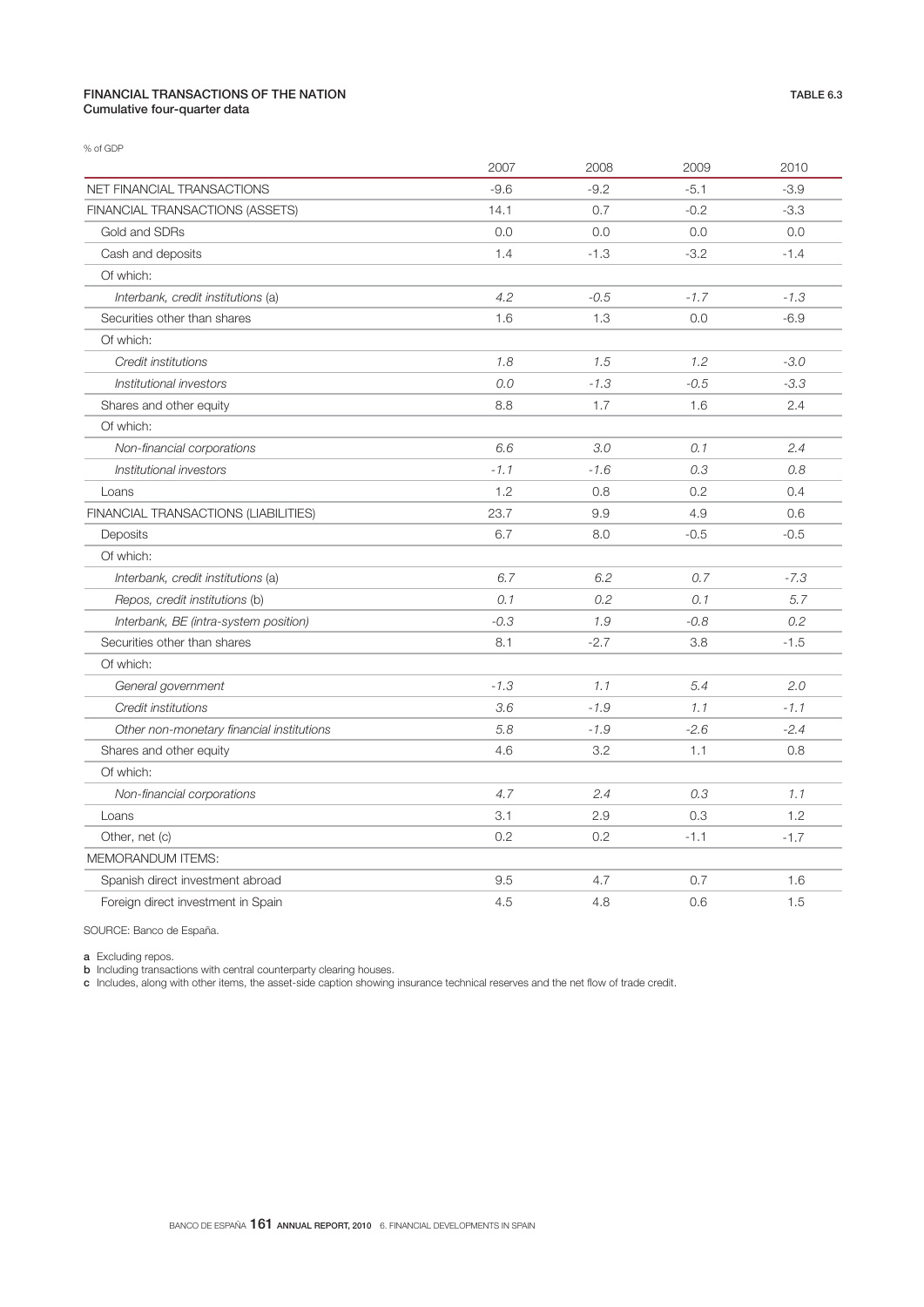**FINANCIAL TRANSACTIONS OF THE NATION** **TABLE 6.3**
**Cumulative four-quarter data**

% of GDP

| | 2007 | 2008 | 2009 | 2010 |
|---|---|---|---|---|
| NET FINANCIAL TRANSACTIONS | -9.6 | -9.2 | -5.1 | -3.9 |
| FINANCIAL TRANSACTIONS (ASSETS) | 14.1 | 0.7 | -0.2 | -3.3 |
| Gold and SDRs | 0.0 | 0.0 | 0.0 | 0.0 |
| Cash and deposits | 1.4 | -1.3 | -3.2 | -1.4 |
| Of which: | | | | |
| *Interbank, credit institutions* (a) | *4.2* | *-0.5* | *-1.7* | *-1.3* |
| Securities other than shares | 1.6 | 1.3 | 0.0 | -6.9 |
| Of which: | | | | |
| *Credit institutions* | *1.8* | *1.5* | *1.2* | *-3.0* |
| *Institutional investors* | *0.0* | *-1.3* | *-0.5* | *-3.3* |
| Shares and other equity | 8.8 | 1.7 | 1.6 | 2.4 |
| Of which: | | | | |
| *Non-financial corporations* | *6.6* | *3.0* | *0.1* | *2.4* |
| *Institutional investors* | *-1.1* | *-1.6* | *0.3* | *0.8* |
| Loans | 1.2 | 0.8 | 0.2 | 0.4 |
| FINANCIAL TRANSACTIONS (LIABILITIES) | 23.7 | 9.9 | 4.9 | 0.6 |
| Deposits | 6.7 | 8.0 | -0.5 | -0.5 |
| Of which: | | | | |
| *Interbank, credit institutions* (a) | *6.7* | *6.2* | *0.7* | *-7.3* |
| *Repos, credit institutions* (b) | *0.1* | *0.2* | *0.1* | *5.7* |
| *Interbank, BE (intra-system position)* | *-0.3* | *1.9* | *-0.8* | *0.2* |
| Securities other than shares | 8.1 | -2.7 | 3.8 | -1.5 |
| Of which: | | | | |
| *General government* | *-1.3* | *1.1* | *5.4* | *2.0* |
| *Credit institutions* | *3.6* | *-1.9* | *1.1* | *-1.1* |
| *Other non-monetary financial institutions* | *5.8* | *-1.9* | *-2.6* | *-2.4* |
| Shares and other equity | 4.6 | 3.2 | 1.1 | 0.8 |
| Of which: | | | | |
| *Non-financial corporations* | *4.7* | *2.4* | *0.3* | *1.1* |
| Loans | 3.1 | 2.9 | 0.3 | 1.2 |
| Other, net (c) | 0.2 | 0.2 | -1.1 | -1.7 |
| MEMORANDUM ITEMS: | | | | |
| Spanish direct investment abroad | 9.5 | 4.7 | 0.7 | 1.6 |
| Foreign direct investment in Spain | 4.5 | 4.8 | 0.6 | 1.5 |

SOURCE: Banco de España.

**a** Excluding repos.
**b** Including transactions with central counterparty clearing houses.
**c** Includes, along with other items, the asset-side caption showing insurance technical reserves and the net flow of trade credit.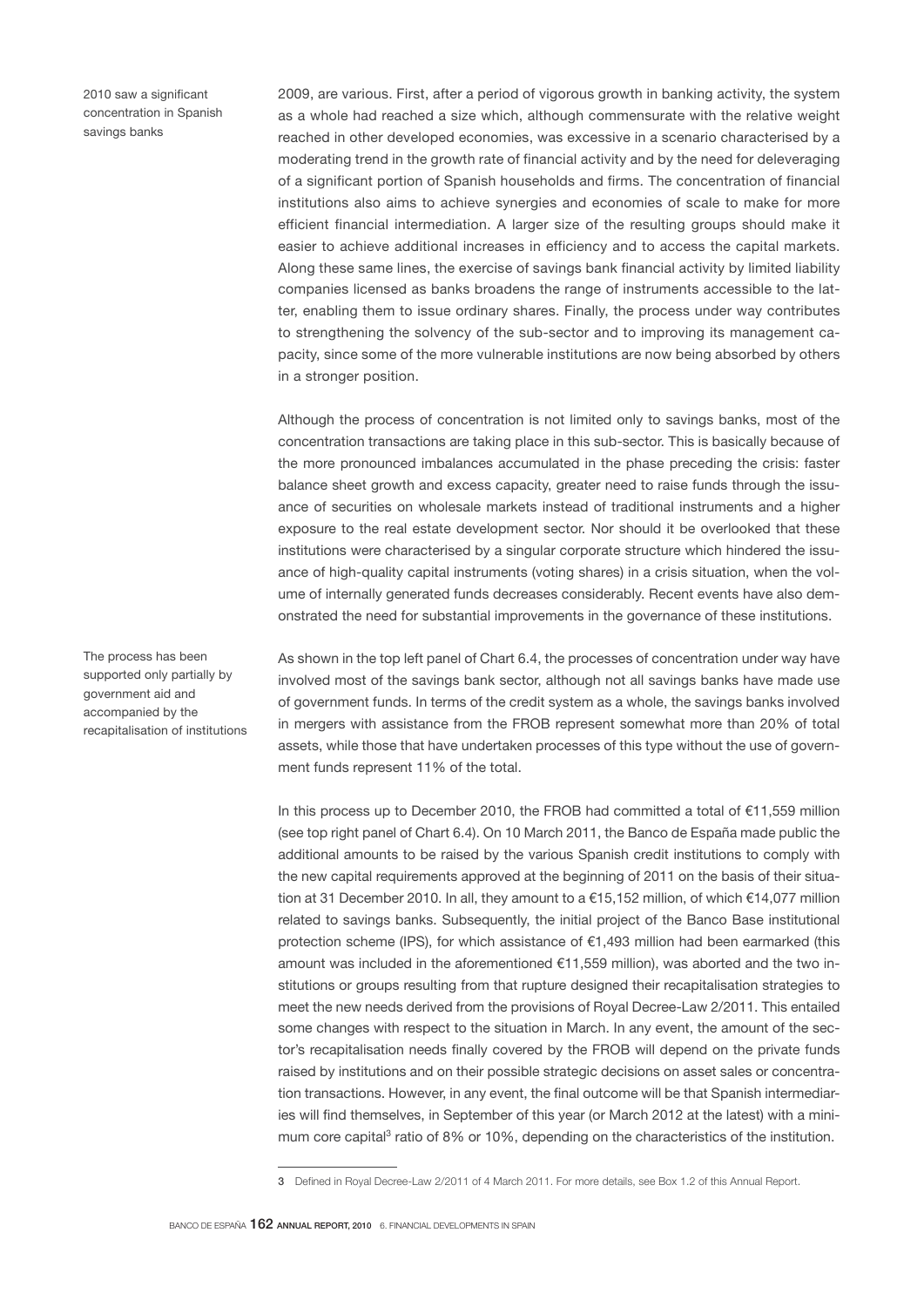2010 saw a significant concentration in Spanish savings banks

2009, are various. First, after a period of vigorous growth in banking activity, the system as a whole had reached a size which, although commensurate with the relative weight reached in other developed economies, was excessive in a scenario characterised by a moderating trend in the growth rate of financial activity and by the need for deleveraging of a significant portion of Spanish households and firms. The concentration of financial institutions also aims to achieve synergies and economies of scale to make for more efficient financial intermediation. A larger size of the resulting groups should make it easier to achieve additional increases in efficiency and to access the capital markets. Along these same lines, the exercise of savings bank financial activity by limited liability companies licensed as banks broadens the range of instruments accessible to the latter, enabling them to issue ordinary shares. Finally, the process under way contributes to strengthening the solvency of the sub-sector and to improving its management capacity, since some of the more vulnerable institutions are now being absorbed by others in a stronger position.

Although the process of concentration is not limited only to savings banks, most of the concentration transactions are taking place in this sub-sector. This is basically because of the more pronounced imbalances accumulated in the phase preceding the crisis: faster balance sheet growth and excess capacity, greater need to raise funds through the issuance of securities on wholesale markets instead of traditional instruments and a higher exposure to the real estate development sector. Nor should it be overlooked that these institutions were characterised by a singular corporate structure which hindered the issuance of high-quality capital instruments (voting shares) in a crisis situation, when the volume of internally generated funds decreases considerably. Recent events have also demonstrated the need for substantial improvements in the governance of these institutions.

The process has been supported only partially by government aid and accompanied by the recapitalisation of institutions

As shown in the top left panel of Chart 6.4, the processes of concentration under way have involved most of the savings bank sector, although not all savings banks have made use of government funds. In terms of the credit system as a whole, the savings banks involved in mergers with assistance from the FROB represent somewhat more than 20% of total assets, while those that have undertaken processes of this type without the use of government funds represent 11% of the total.

In this process up to December 2010, the FROB had committed a total of €11,559 million (see top right panel of Chart 6.4). On 10 March 2011, the Banco de España made public the additional amounts to be raised by the various Spanish credit institutions to comply with the new capital requirements approved at the beginning of 2011 on the basis of their situation at 31 December 2010. In all, they amount to a €15,152 million, of which €14,077 million related to savings banks. Subsequently, the initial project of the Banco Base institutional protection scheme (IPS), for which assistance of €1,493 million had been earmarked (this amount was included in the aforementioned €11,559 million), was aborted and the two institutions or groups resulting from that rupture designed their recapitalisation strategies to meet the new needs derived from the provisions of Royal Decree-Law 2/2011. This entailed some changes with respect to the situation in March. In any event, the amount of the sector's recapitalisation needs finally covered by the FROB will depend on the private funds raised by institutions and on their possible strategic decisions on asset sales or concentration transactions. However, in any event, the final outcome will be that Spanish intermediaries will find themselves, in September of this year (or March 2012 at the latest) with a minimum core capital[3] ratio of 8% or 10%, depending on the characteristics of the institution.

3 Defined in Royal Decree-Law 2/2011 of 4 March 2011. For more details, see Box 1.2 of this Annual Report.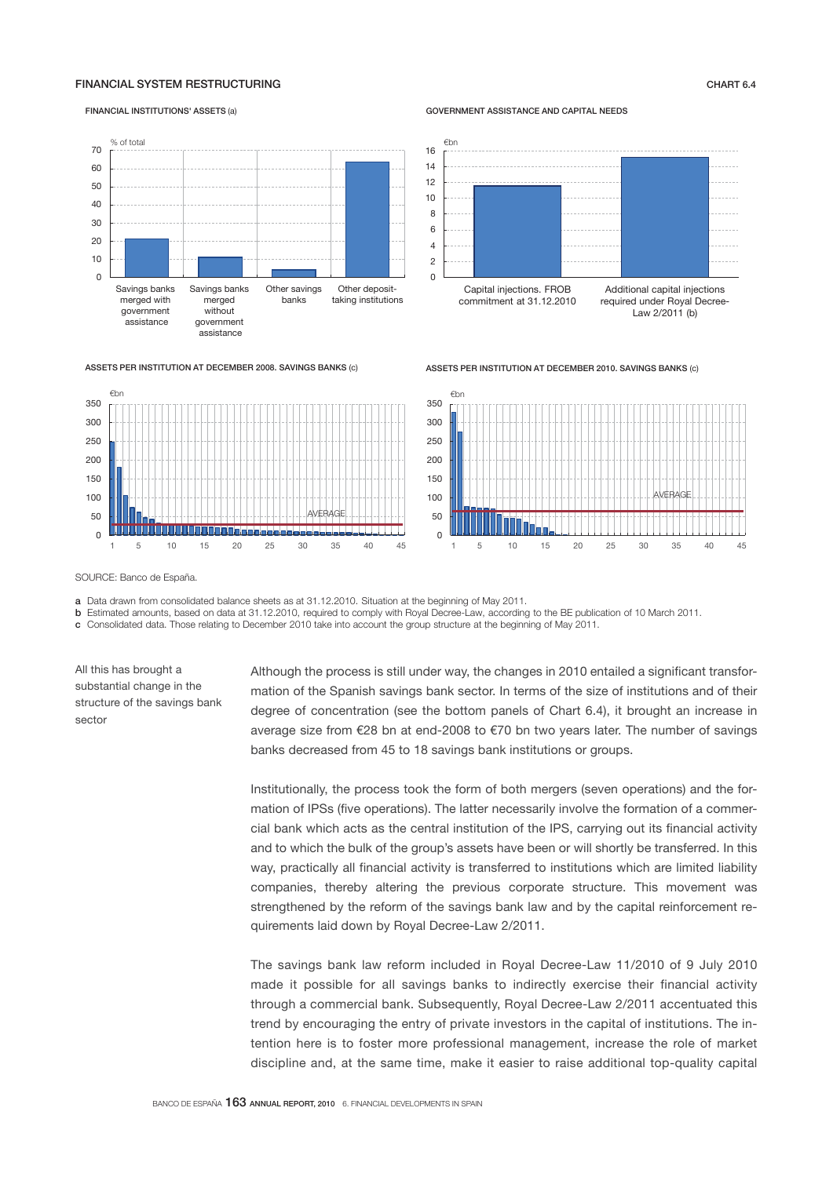## FINANCIAL SYSTEM RESTRUCTURING

CHART 6.4

FINANCIAL INSTITUTIONS' ASSETS (a)

% of total

70
60
50
40
30
20
10
0

Savings banks merged with government assistance
Savings banks merged without government assistance
Other savings banks
Other deposit-taking institutions

GOVERNMENT ASSISTANCE AND CAPITAL NEEDS

€bn

16
14
12
10
8
6
4
2
0

Capital injections. FROB commitment at 31.12.2010
Additional capital injections required under Royal Decree-Law 2/2011 (b)

ASSETS PER INSTITUTION AT DECEMBER 2008. SAVINGS BANKS (c)

€bn

350
300
250
200
150
100
50
0

AVERAGE

1 5 10 15 20 25 30 35 40 45

ASSETS PER INSTITUTION AT DECEMBER 2010. SAVINGS BANKS (c)

€bn

350
300
250
200
150
100
50
0

AVERAGE

1 5 10 15 20 25 30 35 40 45

SOURCE: Banco de España.

**a** Data drawn from consolidated balance sheets as at 31.12.2010. Situation at the beginning of May 2011.
**b** Estimated amounts, based on data at 31.12.2010, required to comply with Royal Decree-Law, according to the BE publication of 10 March 2011.
**c** Consolidated data. Those relating to December 2010 take into account the group structure at the beginning of May 2011.

All this has brought a substantial change in the structure of the savings bank sector

Although the process is still under way, the changes in 2010 entailed a significant transformation of the Spanish savings bank sector. In terms of the size of institutions and of their degree of concentration (see the bottom panels of Chart 6.4), it brought an increase in average size from €28 bn at end-2008 to €70 bn two years later. The number of savings banks decreased from 45 to 18 savings bank institutions or groups.

Institutionally, the process took the form of both mergers (seven operations) and the formation of IPSs (five operations). The latter necessarily involve the formation of a commercial bank which acts as the central institution of the IPS, carrying out its financial activity and to which the bulk of the group's assets have been or will shortly be transferred. In this way, practically all financial activity is transferred to institutions which are limited liability companies, thereby altering the previous corporate structure. This movement was strengthened by the reform of the savings bank law and by the capital reinforcement requirements laid down by Royal Decree-Law 2/2011.

The savings bank law reform included in Royal Decree-Law 11/2010 of 9 July 2010 made it possible for all savings banks to indirectly exercise their financial activity through a commercial bank. Subsequently, Royal Decree-Law 2/2011 accentuated this trend by encouraging the entry of private investors in the capital of institutions. The intention here is to foster more professional management, increase the role of market discipline and, at the same time, make it easier to raise additional top-quality capital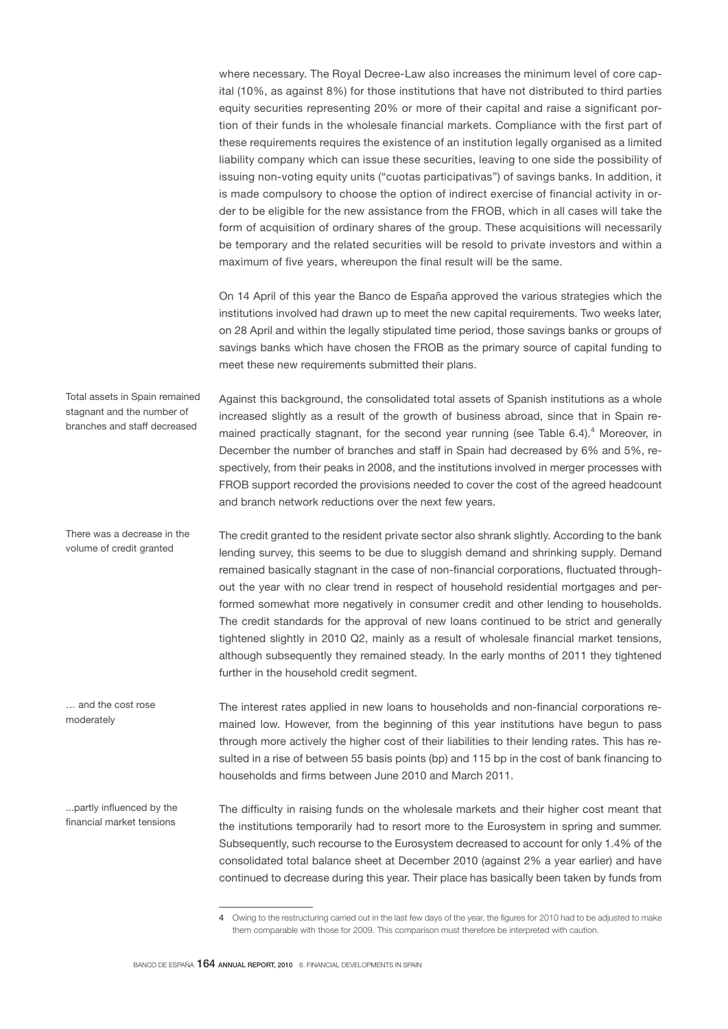where necessary. The Royal Decree-Law also increases the minimum level of core capital (10%, as against 8%) for those institutions that have not distributed to third parties equity securities representing 20% or more of their capital and raise a significant portion of their funds in the wholesale financial markets. Compliance with the first part of these requirements requires the existence of an institution legally organised as a limited liability company which can issue these securities, leaving to one side the possibility of issuing non-voting equity units ("cuotas participativas") of savings banks. In addition, it is made compulsory to choose the option of indirect exercise of financial activity in order to be eligible for the new assistance from the FROB, which in all cases will take the form of acquisition of ordinary shares of the group. These acquisitions will necessarily be temporary and the related securities will be resold to private investors and within a maximum of five years, whereupon the final result will be the same.

On 14 April of this year the Banco de España approved the various strategies which the institutions involved had drawn up to meet the new capital requirements. Two weeks later, on 28 April and within the legally stipulated time period, those savings banks or groups of savings banks which have chosen the FROB as the primary source of capital funding to meet these new requirements submitted their plans.

*Total assets in Spain remained stagnant and the number of branches and staff decreased*

Against this background, the consolidated total assets of Spanish institutions as a whole increased slightly as a result of the growth of business abroad, since that in Spain remained practically stagnant, for the second year running (see Table 6.4).[4] Moreover, in December the number of branches and staff in Spain had decreased by 6% and 5%, respectively, from their peaks in 2008, and the institutions involved in merger processes with FROB support recorded the provisions needed to cover the cost of the agreed headcount and branch network reductions over the next few years.

*There was a decrease in the volume of credit granted*

The credit granted to the resident private sector also shrank slightly. According to the bank lending survey, this seems to be due to sluggish demand and shrinking supply. Demand remained basically stagnant in the case of non-financial corporations, fluctuated throughout the year with no clear trend in respect of household residential mortgages and performed somewhat more negatively in consumer credit and other lending to households. The credit standards for the approval of new loans continued to be strict and generally tightened slightly in 2010 Q2, mainly as a result of wholesale financial market tensions, although subsequently they remained steady. In the early months of 2011 they tightened further in the household credit segment.

*… and the cost rose moderately*

The interest rates applied in new loans to households and non-financial corporations remained low. However, from the beginning of this year institutions have begun to pass through more actively the higher cost of their liabilities to their lending rates. This has resulted in a rise of between 55 basis points (bp) and 115 bp in the cost of bank financing to households and firms between June 2010 and March 2011.

*...partly influenced by the financial market tensions*

The difficulty in raising funds on the wholesale markets and their higher cost meant that the institutions temporarily had to resort more to the Eurosystem in spring and summer. Subsequently, such recourse to the Eurosystem decreased to account for only 1.4% of the consolidated total balance sheet at December 2010 (against 2% a year earlier) and have continued to decrease during this year. Their place has basically been taken by funds from

4 Owing to the restructuring carried out in the last few days of the year, the figures for 2010 had to be adjusted to make them comparable with those for 2009. This comparison must therefore be interpreted with caution.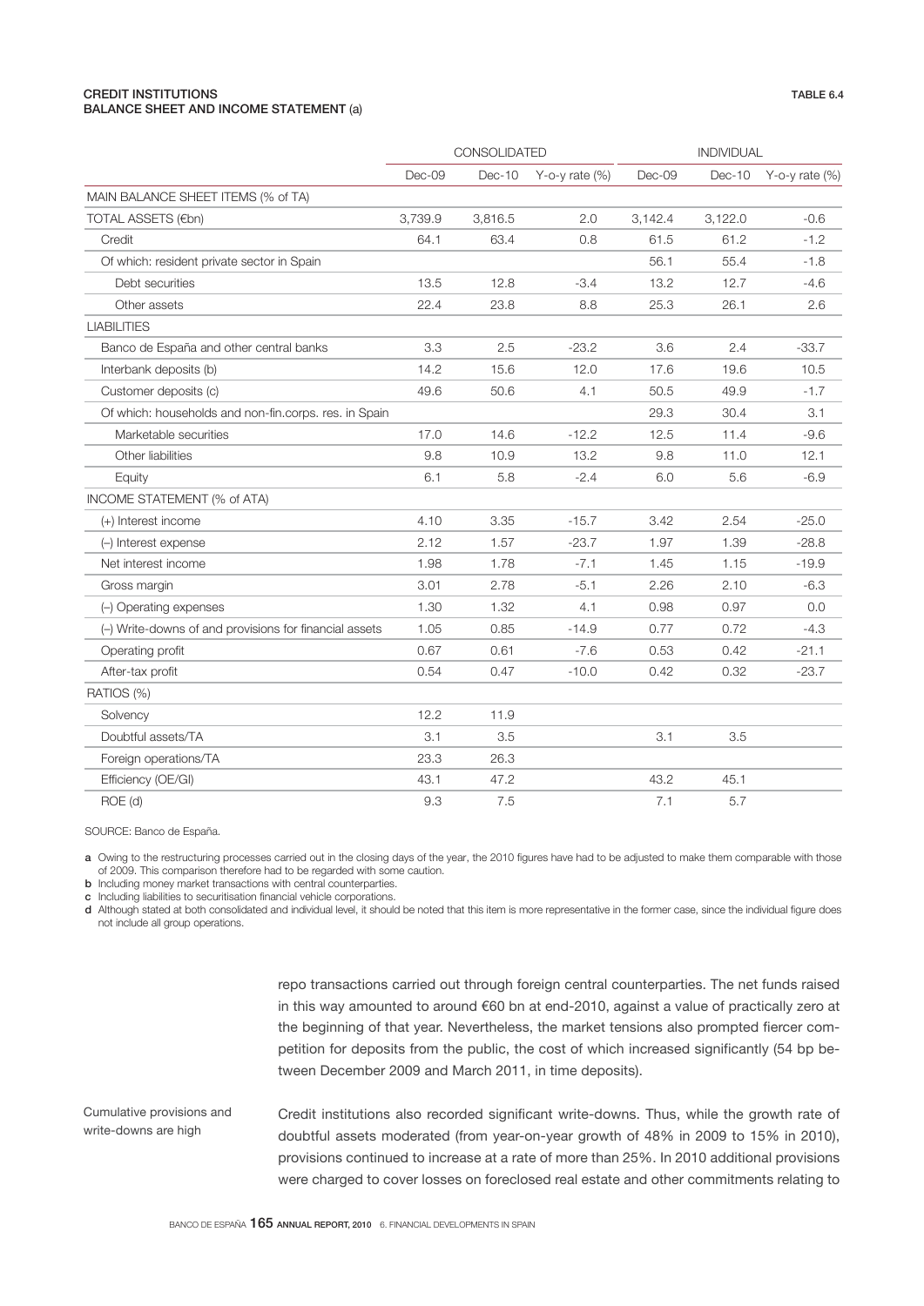**CREDIT INSTITUTIONS**
**BALANCE SHEET AND INCOME STATEMENT** (a)

TABLE 6.4

| | CONSOLIDATED | | | INDIVIDUAL | | |
|---|---|---|---|---|---|---|
| | Dec-09 | Dec-10 | Y-o-y rate (%) | Dec-09 | Dec-10 | Y-o-y rate (%) |
| MAIN BALANCE SHEET ITEMS (% of TA) | | | | | | |
| TOTAL ASSETS (€bn) | 3,739.9 | 3,816.5 | 2.0 | 3,142.4 | 3,122.0 | -0.6 |
| Credit | 64.1 | 63.4 | 0.8 | 61.5 | 61.2 | -1.2 |
| Of which: resident private sector in Spain | | | | 56.1 | 55.4 | -1.8 |
| Debt securities | 13.5 | 12.8 | -3.4 | 13.2 | 12.7 | -4.6 |
| Other assets | 22.4 | 23.8 | 8.8 | 25.3 | 26.1 | 2.6 |
| LIABILITIES | | | | | | |
| Banco de España and other central banks | 3.3 | 2.5 | -23.2 | 3.6 | 2.4 | -33.7 |
| Interbank deposits (b) | 14.2 | 15.6 | 12.0 | 17.6 | 19.6 | 10.5 |
| Customer deposits (c) | 49.6 | 50.6 | 4.1 | 50.5 | 49.9 | -1.7 |
| Of which: households and non-fin.corps. res. in Spain | | | | 29.3 | 30.4 | 3.1 |
| Marketable securities | 17.0 | 14.6 | -12.2 | 12.5 | 11.4 | -9.6 |
| Other liabilities | 9.8 | 10.9 | 13.2 | 9.8 | 11.0 | 12.1 |
| Equity | 6.1 | 5.8 | -2.4 | 6.0 | 5.6 | -6.9 |
| INCOME STATEMENT (% of ATA) | | | | | | |
| (+) Interest income | 4.10 | 3.35 | -15.7 | 3.42 | 2.54 | -25.0 |
| (–) Interest expense | 2.12 | 1.57 | -23.7 | 1.97 | 1.39 | -28.8 |
| Net interest income | 1.98 | 1.78 | -7.1 | 1.45 | 1.15 | -19.9 |
| Gross margin | 3.01 | 2.78 | -5.1 | 2.26 | 2.10 | -6.3 |
| (–) Operating expenses | 1.30 | 1.32 | 4.1 | 0.98 | 0.97 | 0.0 |
| (–) Write-downs of and provisions for financial assets | 1.05 | 0.85 | -14.9 | 0.77 | 0.72 | -4.3 |
| Operating profit | 0.67 | 0.61 | -7.6 | 0.53 | 0.42 | -21.1 |
| After-tax profit | 0.54 | 0.47 | -10.0 | 0.42 | 0.32 | -23.7 |
| RATIOS (%) | | | | | | |
| Solvency | 12.2 | 11.9 | | | | |
| Doubtful assets/TA | 3.1 | 3.5 | | 3.1 | 3.5 | |
| Foreign operations/TA | 23.3 | 26.3 | | | | |
| Efficiency (OE/GI) | 43.1 | 47.2 | | 43.2 | 45.1 | |
| ROE (d) | 9.3 | 7.5 | | 7.1 | 5.7 | |

SOURCE: Banco de España.

a Owing to the restructuring processes carried out in the closing days of the year, the 2010 figures have had to be adjusted to make them comparable with those of 2009. This comparison therefore had to be regarded with some caution.
b Including money market transactions with central counterparties.
c Including liabilities to securitisation financial vehicle corporations.
d Although stated at both consolidated and individual level, it should be noted that this item is more representative in the former case, since the individual figure does not include all group operations.

repo transactions carried out through foreign central counterparties. The net funds raised in this way amounted to around €60 bn at end-2010, against a value of practically zero at the beginning of that year. Nevertheless, the market tensions also prompted fiercer competition for deposits from the public, the cost of which increased significantly (54 bp between December 2009 and March 2011, in time deposits).

Cumulative provisions and write-downs are high

Credit institutions also recorded significant write-downs. Thus, while the growth rate of doubtful assets moderated (from year-on-year growth of 48% in 2009 to 15% in 2010), provisions continued to increase at a rate of more than 25%. In 2010 additional provisions were charged to cover losses on foreclosed real estate and other commitments relating to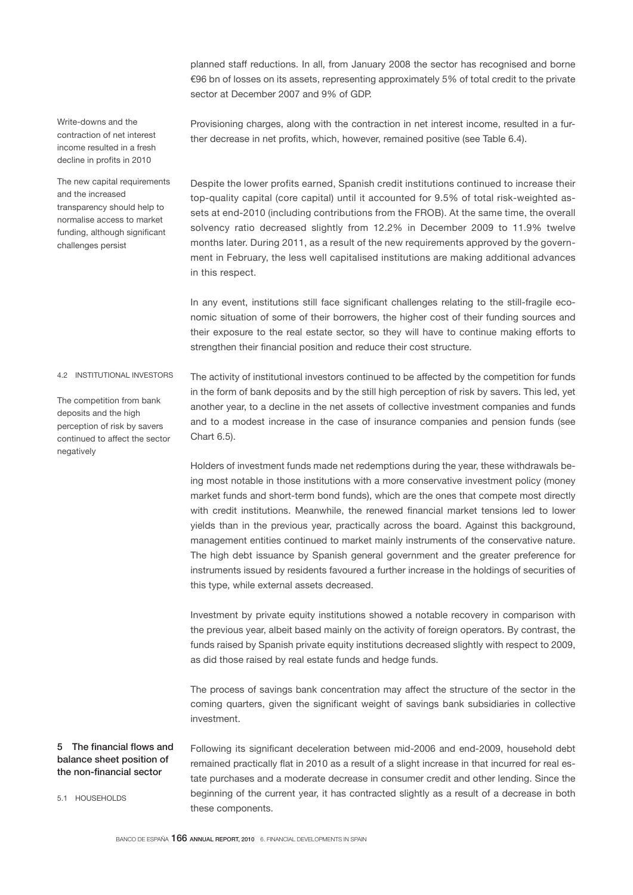planned staff reductions. In all, from January 2008 the sector has recognised and borne €96 bn of losses on its assets, representing approximately 5% of total credit to the private sector at December 2007 and 9% of GDP.

Write-downs and the contraction of net interest income resulted in a fresh decline in profits in 2010

Provisioning charges, along with the contraction in net interest income, resulted in a further decrease in net profits, which, however, remained positive (see Table 6.4).

The new capital requirements and the increased transparency should help to normalise access to market funding, although significant challenges persist

Despite the lower profits earned, Spanish credit institutions continued to increase their top-quality capital (core capital) until it accounted for 9.5% of total risk-weighted assets at end-2010 (including contributions from the FROB). At the same time, the overall solvency ratio decreased slightly from 12.2% in December 2009 to 11.9% twelve months later. During 2011, as a result of the new requirements approved by the government in February, the less well capitalised institutions are making additional advances in this respect.

In any event, institutions still face significant challenges relating to the still-fragile economic situation of some of their borrowers, the higher cost of their funding sources and their exposure to the real estate sector, so they will have to continue making efforts to strengthen their financial position and reduce their cost structure.

### 4.2 INSTITUTIONAL INVESTORS

The competition from bank deposits and the high perception of risk by savers continued to affect the sector negatively

The activity of institutional investors continued to be affected by the competition for funds in the form of bank deposits and by the still high perception of risk by savers. This led, yet another year, to a decline in the net assets of collective investment companies and funds and to a modest increase in the case of insurance companies and pension funds (see Chart 6.5).

Holders of investment funds made net redemptions during the year, these withdrawals being most notable in those institutions with a more conservative investment policy (money market funds and short-term bond funds), which are the ones that compete most directly with credit institutions. Meanwhile, the renewed financial market tensions led to lower yields than in the previous year, practically across the board. Against this background, management entities continued to market mainly instruments of the conservative nature. The high debt issuance by Spanish general government and the greater preference for instruments issued by residents favoured a further increase in the holdings of securities of this type, while external assets decreased.

Investment by private equity institutions showed a notable recovery in comparison with the previous year, albeit based mainly on the activity of foreign operators. By contrast, the funds raised by Spanish private equity institutions decreased slightly with respect to 2009, as did those raised by real estate funds and hedge funds.

The process of savings bank concentration may affect the structure of the sector in the coming quarters, given the significant weight of savings bank subsidiaries in collective investment.

## 5 The financial flows and balance sheet position of the non-financial sector

### 5.1 HOUSEHOLDS

Following its significant deceleration between mid-2006 and end-2009, household debt remained practically flat in 2010 as a result of a slight increase in that incurred for real estate purchases and a moderate decrease in consumer credit and other lending. Since the beginning of the current year, it has contracted slightly as a result of a decrease in both these components.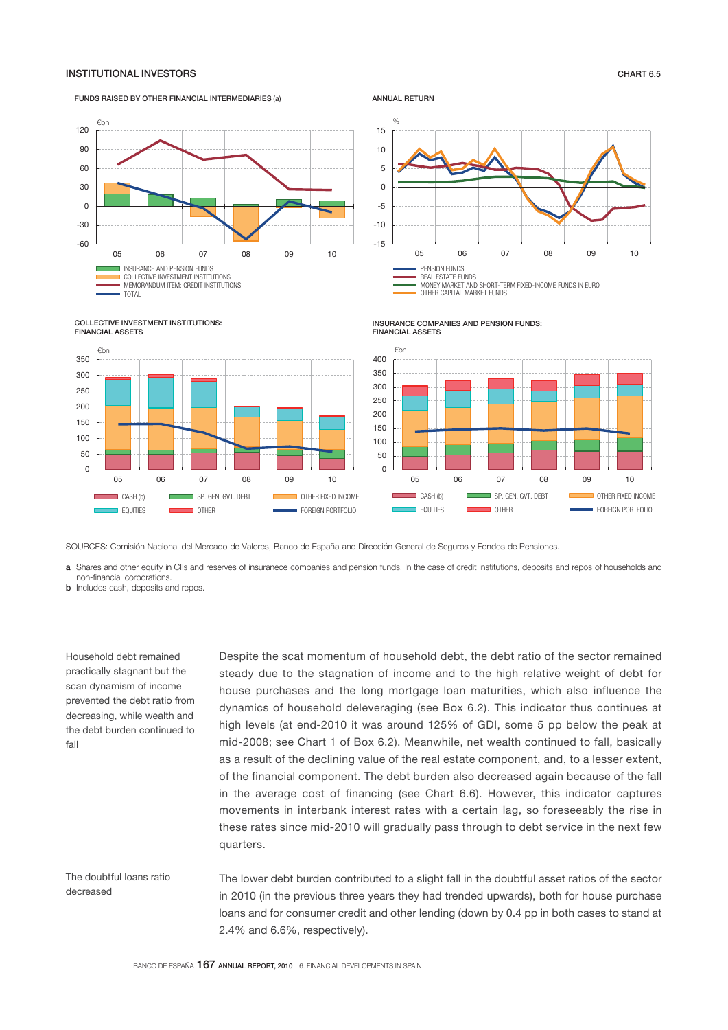INSTITUTIONAL INVESTORS

CHART 6.5

FUNDS RAISED BY OTHER FINANCIAL INTERMEDIARIES (a)

€bn

120
90
60
30
0
-30
-60

05 06 07 08 09 10

INSURANCE AND PENSION FUNDS
COLLECTIVE INVESTMENT INSTITUTIONS
MEMORANDUM ITEM: CREDIT INSTITUTIONS
TOTAL

ANNUAL RETURN

%

15
10
5
0
-5
-10
-15

05 06 07 08 09 10

PENSION FUNDS
REAL ESTATE FUNDS
MONEY MARKET AND SHORT-TERM FIXED-INCOME FUNDS IN EURO
OTHER CAPITAL MARKET FUNDS

COLLECTIVE INVESTMENT INSTITUTIONS: FINANCIAL ASSETS

€bn

350
300
250
200
150
100
50
0

05 06 07 08 09 10

CASH (b)
SP. GEN. GVT. DEBT
OTHER FIXED INCOME
EQUITIES
OTHER
FOREIGN PORTFOLIO

INSURANCE COMPANIES AND PENSION FUNDS: FINANCIAL ASSETS

€bn

400
350
300
250
200
150
100
50
0

05 06 07 08 09 10

CASH (b)
SP. GEN. GVT. DEBT
OTHER FIXED INCOME
EQUITIES
OTHER
FOREIGN PORTFOLIO

SOURCES: Comisión Nacional del Mercado de Valores, Banco de España and Dirección General de Seguros y Fondos de Pensiones.

a Shares and other equity in CIIs and reserves of insuranece companies and pension funds. In the case of credit institutions, deposits and repos of households and non-financial corporations.

b Includes cash, deposits and repos.

Household debt remained practically stagnant but the scan dynamism of income prevented the debt ratio from decreasing, while wealth and the debt burden continued to fall

Despite the scat momentum of household debt, the debt ratio of the sector remained steady due to the stagnation of income and to the high relative weight of debt for house purchases and the long mortgage loan maturities, which also influence the dynamics of household deleveraging (see Box 6.2). This indicator thus continues at high levels (at end-2010 it was around 125% of GDI, some 5 pp below the peak at mid-2008; see Chart 1 of Box 6.2). Meanwhile, net wealth continued to fall, basically as a result of the declining value of the real estate component, and, to a lesser extent, of the financial component. The debt burden also decreased again because of the fall in the average cost of financing (see Chart 6.6). However, this indicator captures movements in interbank interest rates with a certain lag, so foreseeably the rise in these rates since mid-2010 will gradually pass through to debt service in the next few quarters.

The doubtful loans ratio decreased

The lower debt burden contributed to a slight fall in the doubtful asset ratios of the sector in 2010 (in the previous three years they had trended upwards), both for house purchase loans and for consumer credit and other lending (down by 0.4 pp in both cases to stand at 2.4% and 6.6%, respectively).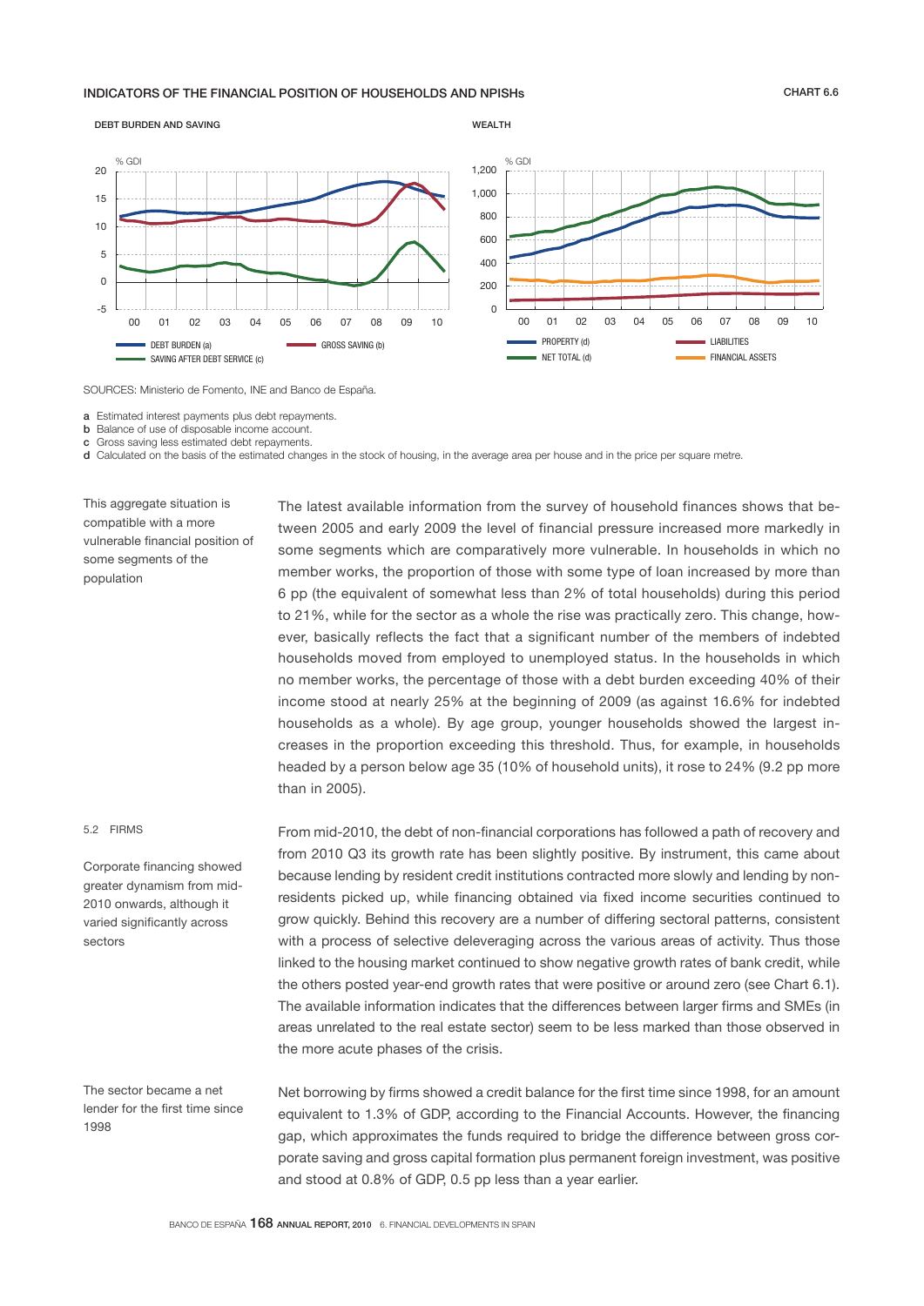## INDICATORS OF THE FINANCIAL POSITION OF HOUSEHOLDS AND NPISHs

CHART 6.6

DEBT BURDEN AND SAVING

% GDI

20
15
10
5
0
-5

00 01 02 03 04 05 06 07 08 09 10

DEBT BURDEN (a)
GROSS SAVING (b)
SAVING AFTER DEBT SERVICE (c)

WEALTH

% GDI

1,200
1,000
800
600
400
200
0

00 01 02 03 04 05 06 07 08 09 10

PROPERTY (d)
LIABILITIES
NET TOTAL (d)
FINANCIAL ASSETS

SOURCES: Ministerio de Fomento, INE and Banco de España.

a Estimated interest payments plus debt repayments.
b Balance of use of disposable income account.
c Gross saving less estimated debt repayments.
d Calculated on the basis of the estimated changes in the stock of housing, in the average area per house and in the price per square metre.

This aggregate situation is compatible with a more vulnerable financial position of some segments of the population

The latest available information from the survey of household finances shows that between 2005 and early 2009 the level of financial pressure increased more markedly in some segments which are comparatively more vulnerable. In households in which no member works, the proportion of those with some type of loan increased by more than 6 pp (the equivalent of somewhat less than 2% of total households) during this period to 21%, while for the sector as a whole the rise was practically zero. This change, however, basically reflects the fact that a significant number of the members of indebted households moved from employed to unemployed status. In the households in which no member works, the percentage of those with a debt burden exceeding 40% of their income stood at nearly 25% at the beginning of 2009 (as against 16.6% for indebted households as a whole). By age group, younger households showed the largest increases in the proportion exceeding this threshold. Thus, for example, in households headed by a person below age 35 (10% of household units), it rose to 24% (9.2 pp more than in 2005).

### 5.2 FIRMS

Corporate financing showed greater dynamism from mid-2010 onwards, although it varied significantly across sectors

From mid-2010, the debt of non-financial corporations has followed a path of recovery and from 2010 Q3 its growth rate has been slightly positive. By instrument, this came about because lending by resident credit institutions contracted more slowly and lending by non-residents picked up, while financing obtained via fixed income securities continued to grow quickly. Behind this recovery are a number of differing sectoral patterns, consistent with a process of selective deleveraging across the various areas of activity. Thus those linked to the housing market continued to show negative growth rates of bank credit, while the others posted year-end growth rates that were positive or around zero (see Chart 6.1). The available information indicates that the differences between larger firms and SMEs (in areas unrelated to the real estate sector) seem to be less marked than those observed in the more acute phases of the crisis.

The sector became a net lender for the first time since 1998

Net borrowing by firms showed a credit balance for the first time since 1998, for an amount equivalent to 1.3% of GDP, according to the Financial Accounts. However, the financing gap, which approximates the funds required to bridge the difference between gross corporate saving and gross capital formation plus permanent foreign investment, was positive and stood at 0.8% of GDP, 0.5 pp less than a year earlier.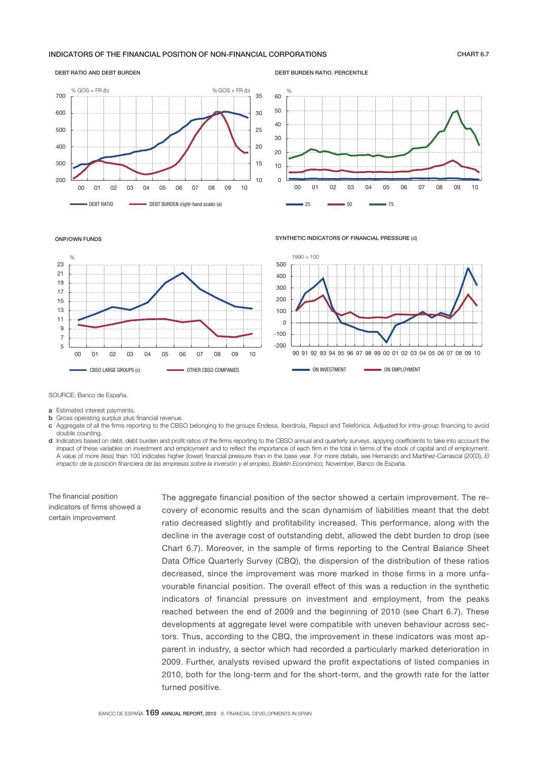## INDICATORS OF THE FINANCIAL POSITION OF NON-FINANCIAL CORPORATIONS

CHART 6.7

### DEBT RATIO AND DEBT BURDEN

% GOS + FR (b)

% GOS + FR (b)

700
600
500
400
300
200

35
30
25
20
15
10

00 01 02 03 04 05 06 07 08 09 10

DEBT RATIO — DEBT BURDEN (right-hand scale) (a)

### DEBT BURDEN RATIO. PERCENTILE

%

60
50
40
30
20
10
0

00 01 02 03 04 05 06 07 08 09 10

25 — 50 — 75

### ONP/OWN FUNDS

%

23
21
19
17
15
13
11
9
7
5

00 01 02 03 04 05 06 07 08 09 10

CBSO LARGE GROUPS (c) — OTHER CBSO COMPANIES

### SYNTHETIC INDICATORS OF FINANCIAL PRESSURE (d)

1990 = 100

500
400
300
200
100
0
-100
-200

90 91 92 93 94 95 96 97 98 99 00 01 02 03 04 05 06 07 08 09 10

ON INVESTMENT — ON EMPLOYMENT

SOURCE: Banco de España.

a Estimated interest payments.

b Gross operating surplus plus financial revenue.

c Aggregate of all the firms reporting to the CBSO belonging to the groups Endesa, Iberdrola, Repsol and Telefónica. Adjusted for intra-group financing to avoid double counting.

d Indicators based on debt, debt burden and profit ratios of the firms reporting to the CBSO annual and quarterly surveys, appying coefficients to take into account the impact of these variables on investment and employment and to reflect the importance of each firm in the total in terms of the stock of capital and of employment. A value of more (less) than 100 indicates higher (lower) financial pressure than in the base year. For more datails, see Hernando and Martínez-Carrascal (2003), *El impacto de la posición financiera de las empresas sobre la inversión y el empleo, Boletín Económico,* November, Banco de España.

The financial position indicators of firms showed a certain improvement

The aggregate financial position of the sector showed a certain improvement. The recovery of economic results and the scan dynamism of liabilities meant that the debt ratio decreased slightly and profitability increased. This performance, along with the decline in the average cost of outstanding debt, allowed the debt burden to drop (see Chart 6.7). Moreover, in the sample of firms reporting to the Central Balance Sheet Data Office Quarterly Survey (CBQ), the dispersion of the distribution of these ratios decreased, since the improvement was more marked in those firms in a more unfavourable financial position. The overall effect of this was a reduction in the synthetic indicators of financial pressure on investment and employment, from the peaks reached between the end of 2009 and the beginning of 2010 (see Chart 6.7). These developments at aggregate level were compatible with uneven behaviour across sectors. Thus, according to the CBQ, the improvement in these indicators was most apparent in industry, a sector which had recorded a particularly marked deterioration in 2009. Further, analysts revised upward the profit expectations of listed companies in 2010, both for the long-term and for the short-term, and the growth rate for the latter turned positive.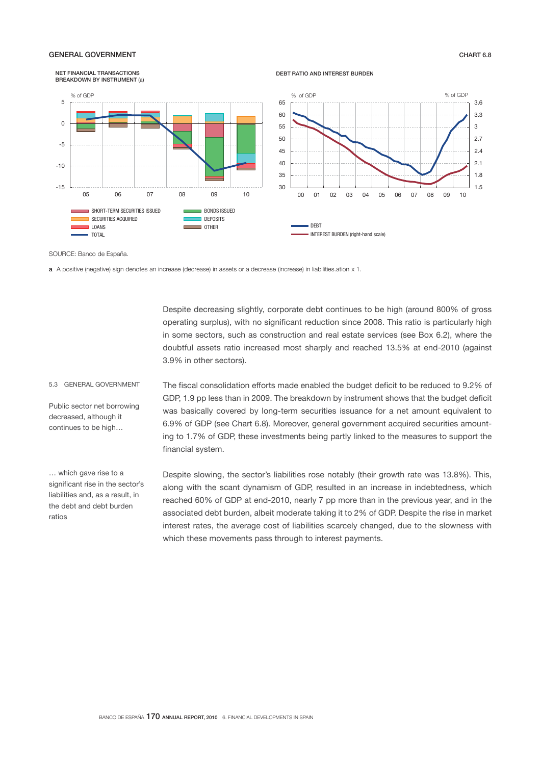GENERAL GOVERNMENT

CHART 6.8

NET FINANCIAL TRANSACTIONS
BREAKDOWN BY INSTRUMENT (a)

% of GDP

5
0
-5
-10
-15

05 06 07 08 09 10

SHORT-TERM SECURITIES ISSUED
SECURITIES ACQUIRED
LOANS
TOTAL
BONDS ISSUED
DEPOSITS
OTHER

DEBT RATIO AND INTEREST BURDEN

% of GDP

% of GDP

65
60
55
50
45
40
35
30

3.6
3.3
3
2.7
2.4
2.1
1.8
1.5

00 01 02 03 04 05 06 07 08 09 10

DEBT
INTEREST BURDEN (right-hand scale)

SOURCE: Banco de España.

**a** A positive (negative) sign denotes an increase (decrease) in assets or a decrease (increase) in liabilities.ation x 1.

Despite decreasing slightly, corporate debt continues to be high (around 800% of gross operating surplus), with no significant reduction since 2008. This ratio is particularly high in some sectors, such as construction and real estate services (see Box 6.2), where the doubtful assets ratio increased most sharply and reached 13.5% at end-2010 (against 3.9% in other sectors).

## 5.3 GENERAL GOVERNMENT

*Public sector net borrowing decreased, although it continues to be high…*

The fiscal consolidation efforts made enabled the budget deficit to be reduced to 9.2% of GDP, 1.9 pp less than in 2009. The breakdown by instrument shows that the budget deficit was basically covered by long-term securities issuance for a net amount equivalent to 6.9% of GDP (see Chart 6.8). Moreover, general government acquired securities amounting to 1.7% of GDP, these investments being partly linked to the measures to support the financial system.

*… which gave rise to a significant rise in the sector's liabilities and, as a result, in the debt and debt burden ratios*

Despite slowing, the sector's liabilities rose notably (their growth rate was 13.8%). This, along with the scant dynamism of GDP, resulted in an increase in indebtedness, which reached 60% of GDP at end-2010, nearly 7 pp more than in the previous year, and in the associated debt burden, albeit moderate taking it to 2% of GDP. Despite the rise in market interest rates, the average cost of liabilities scarcely changed, due to the slowness with which these movements pass through to interest payments.